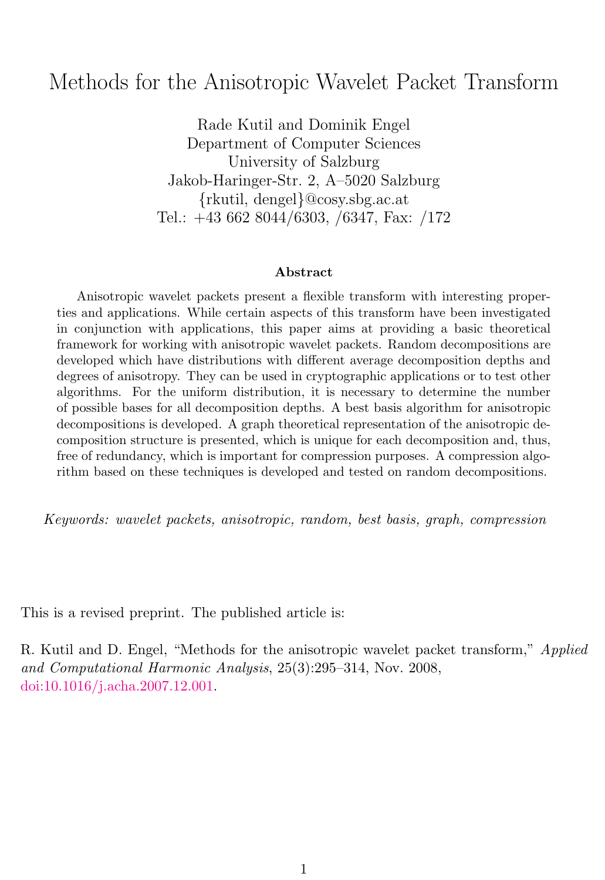# Methods for the Anisotropic Wavelet Packet Transform

Rade Kutil and Dominik Engel
Department of Computer Sciences
University of Salzburg
Jakob-Haringer-Str. 2, A–5020 Salzburg
{rkutil, dengel}@cosy.sbg.ac.at
Tel.: +43 662 8044/6303, /6347, Fax: /172

**Abstract**

Anisotropic wavelet packets present a flexible transform with interesting properties and applications. While certain aspects of this transform have been investigated in conjunction with applications, this paper aims at providing a basic theoretical framework for working with anisotropic wavelet packets. Random decompositions are developed which have distributions with different average decomposition depths and degrees of anisotropy. They can be used in cryptographic applications or to test other algorithms. For the uniform distribution, it is necessary to determine the number of possible bases for all decomposition depths. A best basis algorithm for anisotropic decompositions is developed. A graph theoretical representation of the anisotropic decomposition structure is presented, which is unique for each decomposition and, thus, free of redundancy, which is important for compression purposes. A compression algorithm based on these techniques is developed and tested on random decompositions.

*Keywords: wavelet packets, anisotropic, random, best basis, graph, compression*

This is a revised preprint. The published article is:

R. Kutil and D. Engel, "Methods for the anisotropic wavelet packet transform," *Applied and Computational Harmonic Analysis*, 25(3):295–314, Nov. 2008, doi:10.1016/j.acha.2007.12.001.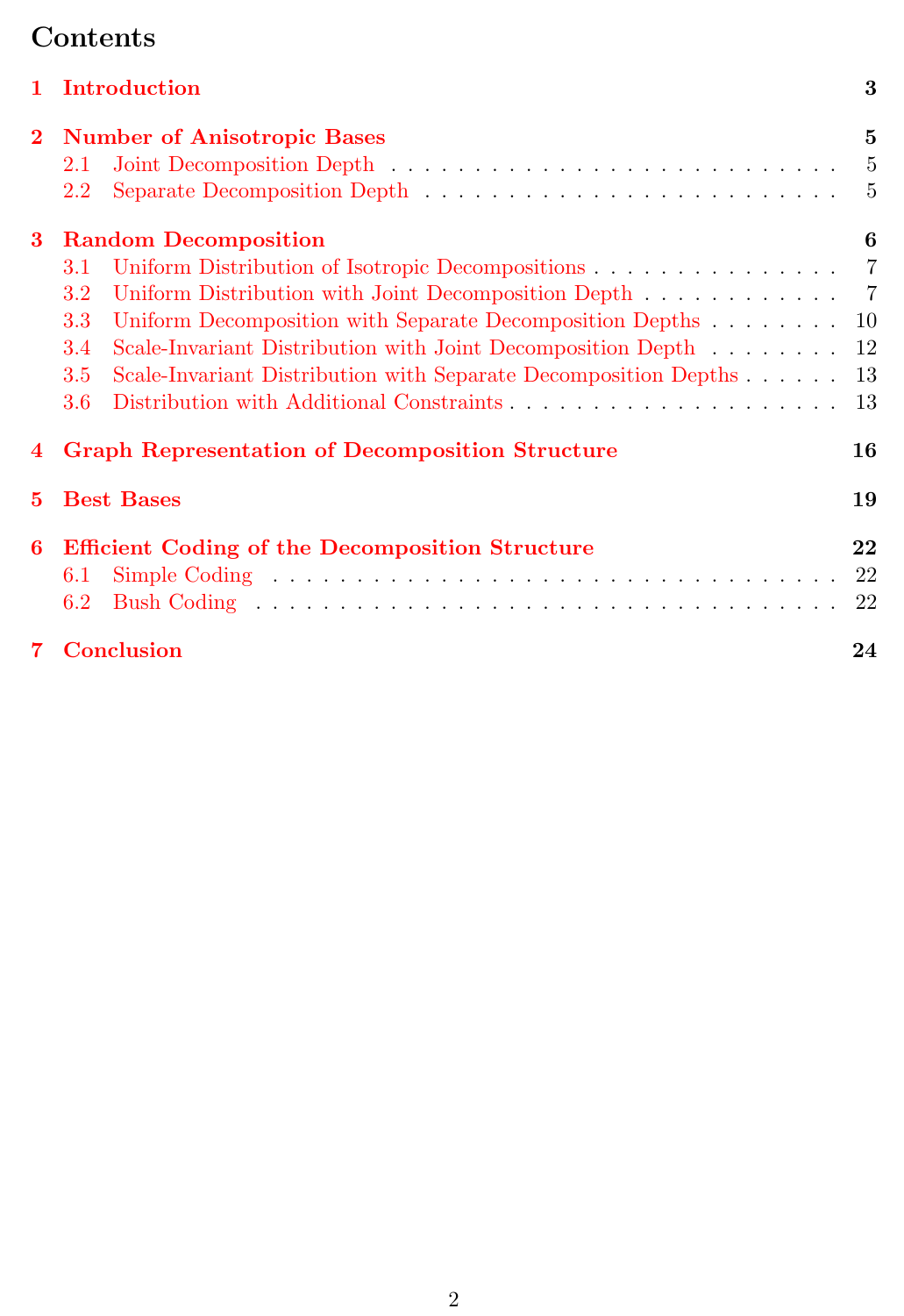# Contents

- **1 Introduction** — 3
- **2 Number of Anisotropic Bases** — 5
  - 2.1 Joint Decomposition Depth — 5
  - 2.2 Separate Decomposition Depth — 5
- **3 Random Decomposition** — 6
  - 3.1 Uniform Distribution of Isotropic Decompositions — 7
  - 3.2 Uniform Distribution with Joint Decomposition Depth — 7
  - 3.3 Uniform Decomposition with Separate Decomposition Depths — 10
  - 3.4 Scale-Invariant Distribution with Joint Decomposition Depth — 12
  - 3.5 Scale-Invariant Distribution with Separate Decomposition Depths — 13
  - 3.6 Distribution with Additional Constraints — 13
- **4 Graph Representation of Decomposition Structure** — 16
- **5 Best Bases** — 19
- **6 Efficient Coding of the Decomposition Structure** — 22
  - 6.1 Simple Coding — 22
  - 6.2 Bush Coding — 22
- **7 Conclusion** — 24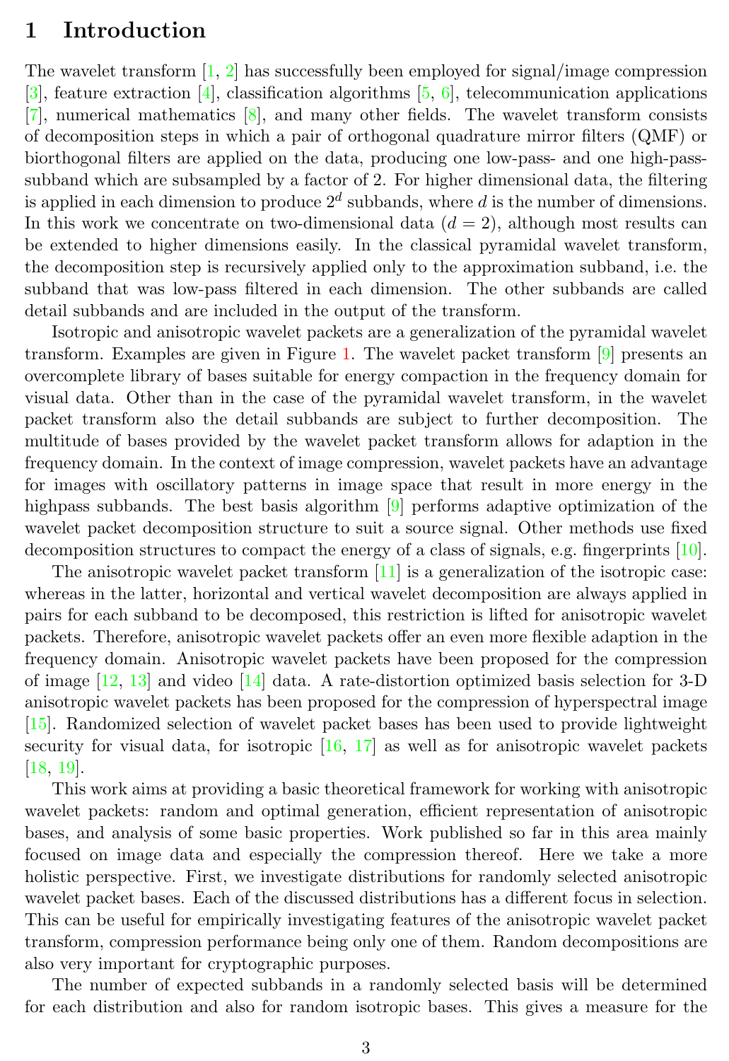# 1 Introduction

The wavelet transform [1, 2] has successfully been employed for signal/image compression [3], feature extraction [4], classification algorithms [5, 6], telecommunication applications [7], numerical mathematics [8], and many other fields. The wavelet transform consists of decomposition steps in which a pair of orthogonal quadrature mirror filters (QMF) or biorthogonal filters are applied on the data, producing one low-pass- and one high-pass-subband which are subsampled by a factor of 2. For higher dimensional data, the filtering is applied in each dimension to produce $2^d$ subbands, where $d$ is the number of dimensions. In this work we concentrate on two-dimensional data ($d = 2$), although most results can be extended to higher dimensions easily. In the classical pyramidal wavelet transform, the decomposition step is recursively applied only to the approximation subband, i.e. the subband that was low-pass filtered in each dimension. The other subbands are called detail subbands and are included in the output of the transform.

Isotropic and anisotropic wavelet packets are a generalization of the pyramidal wavelet transform. Examples are given in Figure 1. The wavelet packet transform [9] presents an overcomplete library of bases suitable for energy compaction in the frequency domain for visual data. Other than in the case of the pyramidal wavelet transform, in the wavelet packet transform also the detail subbands are subject to further decomposition. The multitude of bases provided by the wavelet packet transform allows for adaption in the frequency domain. In the context of image compression, wavelet packets have an advantage for images with oscillatory patterns in image space that result in more energy in the highpass subbands. The best basis algorithm [9] performs adaptive optimization of the wavelet packet decomposition structure to suit a source signal. Other methods use fixed decomposition structures to compact the energy of a class of signals, e.g. fingerprints [10].

The anisotropic wavelet packet transform [11] is a generalization of the isotropic case: whereas in the latter, horizontal and vertical wavelet decomposition are always applied in pairs for each subband to be decomposed, this restriction is lifted for anisotropic wavelet packets. Therefore, anisotropic wavelet packets offer an even more flexible adaption in the frequency domain. Anisotropic wavelet packets have been proposed for the compression of image [12, 13] and video [14] data. A rate-distortion optimized basis selection for 3-D anisotropic wavelet packets has been proposed for the compression of hyperspectral image [15]. Randomized selection of wavelet packet bases has been used to provide lightweight security for visual data, for isotropic [16, 17] as well as for anisotropic wavelet packets [18, 19].

This work aims at providing a basic theoretical framework for working with anisotropic wavelet packets: random and optimal generation, efficient representation of anisotropic bases, and analysis of some basic properties. Work published so far in this area mainly focused on image data and especially the compression thereof. Here we take a more holistic perspective. First, we investigate distributions for randomly selected anisotropic wavelet packet bases. Each of the discussed distributions has a different focus in selection. This can be useful for empirically investigating features of the anisotropic wavelet packet transform, compression performance being only one of them. Random decompositions are also very important for cryptographic purposes.

The number of expected subbands in a randomly selected basis will be determined for each distribution and also for random isotropic bases. This gives a measure for the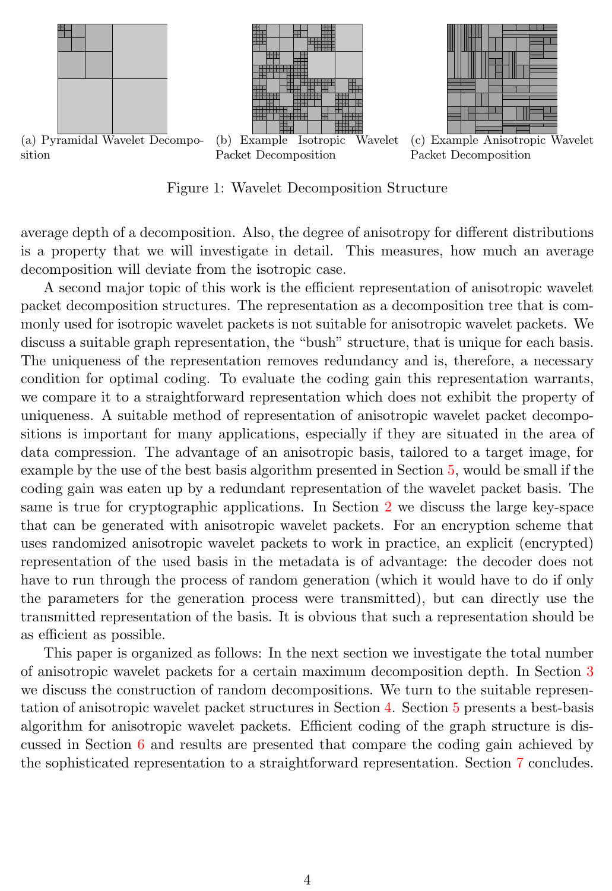(a) Pyramidal Wavelet Decomposition

(b) Example Isotropic Wavelet Packet Decomposition

(c) Example Anisotropic Wavelet Packet Decomposition

Figure 1: Wavelet Decomposition Structure

average depth of a decomposition. Also, the degree of anisotropy for different distributions is a property that we will investigate in detail. This measures, how much an average decomposition will deviate from the isotropic case.

A second major topic of this work is the efficient representation of anisotropic wavelet packet decomposition structures. The representation as a decomposition tree that is commonly used for isotropic wavelet packets is not suitable for anisotropic wavelet packets. We discuss a suitable graph representation, the "bush" structure, that is unique for each basis. The uniqueness of the representation removes redundancy and is, therefore, a necessary condition for optimal coding. To evaluate the coding gain this representation warrants, we compare it to a straightforward representation which does not exhibit the property of uniqueness. A suitable method of representation of anisotropic wavelet packet decompositions is important for many applications, especially if they are situated in the area of data compression. The advantage of an anisotropic basis, tailored to a target image, for example by the use of the best basis algorithm presented in Section 5, would be small if the coding gain was eaten up by a redundant representation of the wavelet packet basis. The same is true for cryptographic applications. In Section 2 we discuss the large key-space that can be generated with anisotropic wavelet packets. For an encryption scheme that uses randomized anisotropic wavelet packets to work in practice, an explicit (encrypted) representation of the used basis in the metadata is of advantage: the decoder does not have to run through the process of random generation (which it would have to do if only the parameters for the generation process were transmitted), but can directly use the transmitted representation of the basis. It is obvious that such a representation should be as efficient as possible.

This paper is organized as follows: In the next section we investigate the total number of anisotropic wavelet packets for a certain maximum decomposition depth. In Section 3 we discuss the construction of random decompositions. We turn to the suitable representation of anisotropic wavelet packet structures in Section 4. Section 5 presents a best-basis algorithm for anisotropic wavelet packets. Efficient coding of the graph structure is discussed in Section 6 and results are presented that compare the coding gain achieved by the sophisticated representation to a straightforward representation. Section 7 concludes.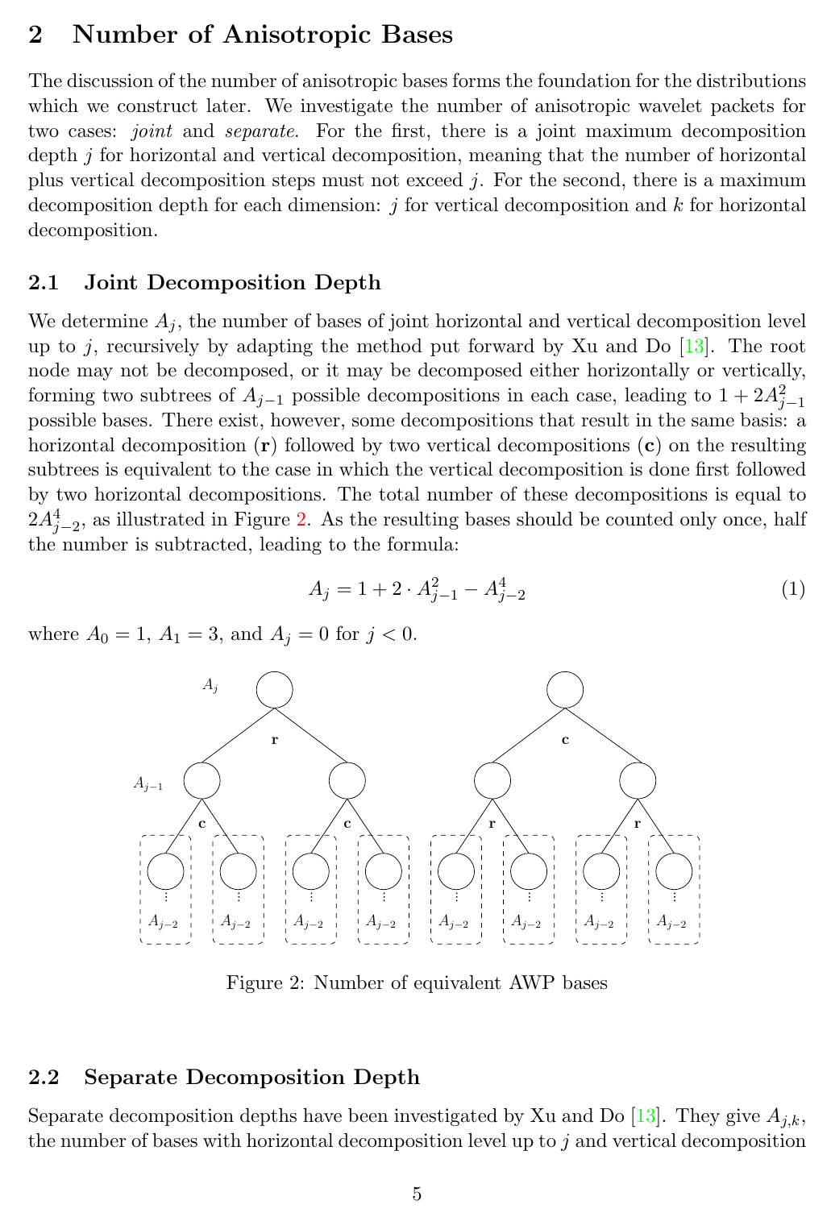## 2 Number of Anisotropic Bases

The discussion of the number of anisotropic bases forms the foundation for the distributions which we construct later. We investigate the number of anisotropic wavelet packets for two cases: *joint* and *separate*. For the first, there is a joint maximum decomposition depth $j$ for horizontal and vertical decomposition, meaning that the number of horizontal plus vertical decomposition steps must not exceed $j$. For the second, there is a maximum decomposition depth for each dimension: $j$ for vertical decomposition and $k$ for horizontal decomposition.

### 2.1 Joint Decomposition Depth

We determine $A_j$, the number of bases of joint horizontal and vertical decomposition level up to $j$, recursively by adapting the method put forward by Xu and Do [13]. The root node may not be decomposed, or it may be decomposed either horizontally or vertically, forming two subtrees of $A_{j-1}$ possible decompositions in each case, leading to $1 + 2A_{j-1}^2$ possible bases. There exist, however, some decompositions that result in the same basis: a horizontal decomposition (**r**) followed by two vertical decompositions (**c**) on the resulting subtrees is equivalent to the case in which the vertical decomposition is done first followed by two horizontal decompositions. The total number of these decompositions is equal to $2A_{j-2}^4$, as illustrated in Figure 2. As the resulting bases should be counted only once, half the number is subtracted, leading to the formula:

$$A_j = 1 + 2 \cdot A_{j-1}^2 - A_{j-2}^4 \tag{1}$$

where $A_0 = 1$, $A_1 = 3$, and $A_j = 0$ for $j < 0$.

Figure 2: Number of equivalent AWP bases

### 2.2 Separate Decomposition Depth

Separate decomposition depths have been investigated by Xu and Do [13]. They give $A_{j,k}$, the number of bases with horizontal decomposition level up to $j$ and vertical decomposition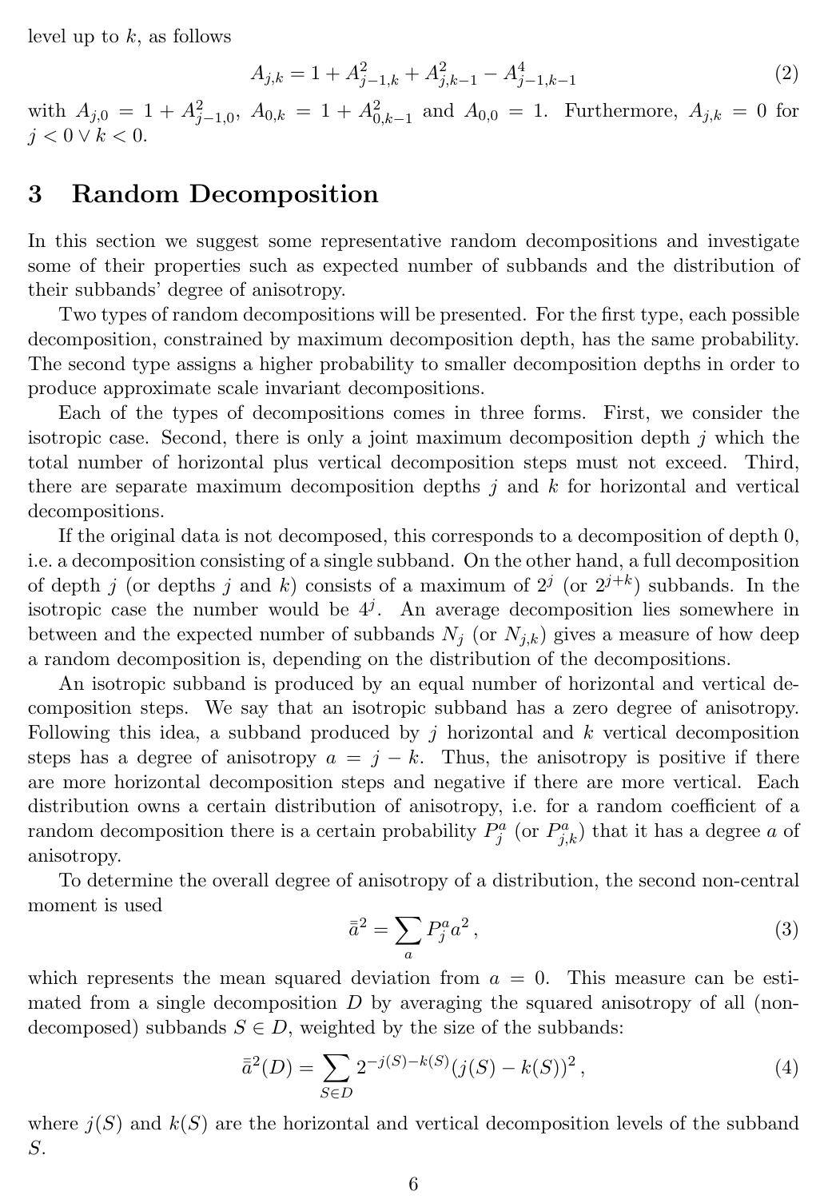level up to $k$, as follows

$$A_{j,k} = 1 + A_{j-1,k}^2 + A_{j,k-1}^2 - A_{j-1,k-1}^4 \tag{2}$$

with $A_{j,0} = 1 + A_{j-1,0}^2$, $A_{0,k} = 1 + A_{0,k-1}^2$ and $A_{0,0} = 1$. Furthermore, $A_{j,k} = 0$ for $j < 0 \vee k < 0$.

# 3 Random Decomposition

In this section we suggest some representative random decompositions and investigate some of their properties such as expected number of subbands and the distribution of their subbands' degree of anisotropy.

Two types of random decompositions will be presented. For the first type, each possible decomposition, constrained by maximum decomposition depth, has the same probability. The second type assigns a higher probability to smaller decomposition depths in order to produce approximate scale invariant decompositions.

Each of the types of decompositions comes in three forms. First, we consider the isotropic case. Second, there is only a joint maximum decomposition depth $j$ which the total number of horizontal plus vertical decomposition steps must not exceed. Third, there are separate maximum decomposition depths $j$ and $k$ for horizontal and vertical decompositions.

If the original data is not decomposed, this corresponds to a decomposition of depth 0, i.e. a decomposition consisting of a single subband. On the other hand, a full decomposition of depth $j$ (or depths $j$ and $k$) consists of a maximum of $2^j$ (or $2^{j+k}$) subbands. In the isotropic case the number would be $4^j$. An average decomposition lies somewhere in between and the expected number of subbands $N_j$ (or $N_{j,k}$) gives a measure of how deep a random decomposition is, depending on the distribution of the decompositions.

An isotropic subband is produced by an equal number of horizontal and vertical decomposition steps. We say that an isotropic subband has a zero degree of anisotropy. Following this idea, a subband produced by $j$ horizontal and $k$ vertical decomposition steps has a degree of anisotropy $a = j - k$. Thus, the anisotropy is positive if there are more horizontal decomposition steps and negative if there are more vertical. Each distribution owns a certain distribution of anisotropy, i.e. for a random coefficient of a random decomposition there is a certain probability $P_j^a$ (or $P_{j,k}^a$) that it has a degree $a$ of anisotropy.

To determine the overall degree of anisotropy of a distribution, the second non-central moment is used

$$\bar{\bar{a}}^2 = \sum_a P_j^a a^2\,, \tag{3}$$

which represents the mean squared deviation from $a = 0$. This measure can be estimated from a single decomposition $D$ by averaging the squared anisotropy of all (non-decomposed) subbands $S \in D$, weighted by the size of the subbands:

$$\bar{\bar{a}}^2(D) = \sum_{S \in D} 2^{-j(S)-k(S)}(j(S) - k(S))^2\,, \tag{4}$$

where $j(S)$ and $k(S)$ are the horizontal and vertical decomposition levels of the subband $S$.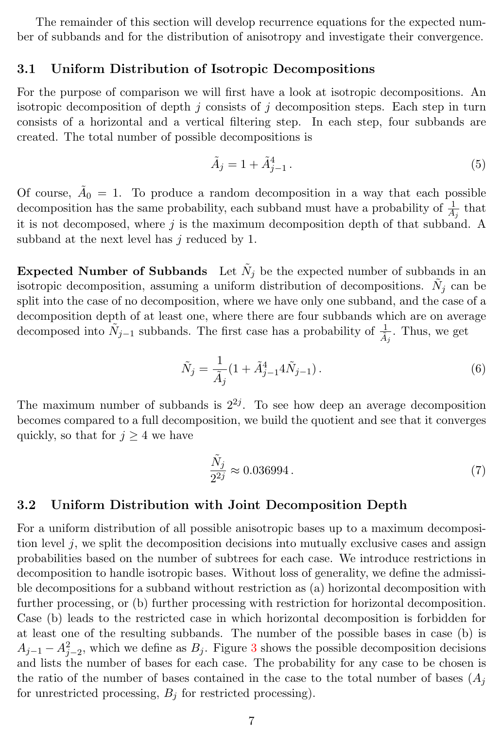The remainder of this section will develop recurrence equations for the expected number of subbands and for the distribution of anisotropy and investigate their convergence.

### 3.1 Uniform Distribution of Isotropic Decompositions

For the purpose of comparison we will first have a look at isotropic decompositions. An isotropic decomposition of depth $j$ consists of $j$ decomposition steps. Each step in turn consists of a horizontal and a vertical filtering step. In each step, four subbands are created. The total number of possible decompositions is

$$\tilde{A}_j = 1 + \tilde{A}_{j-1}^4 \,. \tag{5}$$

Of course, $\tilde{A}_0 = 1$. To produce a random decomposition in a way that each possible decomposition has the same probability, each subband must have a probability of $\frac{1}{A_j}$ that it is not decomposed, where $j$ is the maximum decomposition depth of that subband. A subband at the next level has $j$ reduced by 1.

**Expected Number of Subbands** Let $\tilde{N}_j$ be the expected number of subbands in an isotropic decomposition, assuming a uniform distribution of decompositions. $\tilde{N}_j$ can be split into the case of no decomposition, where we have only one subband, and the case of a decomposition depth of at least one, where there are four subbands which are on average decomposed into $\tilde{N}_{j-1}$ subbands. The first case has a probability of $\frac{1}{\tilde{A}_j}$. Thus, we get

$$\tilde{N}_j = \frac{1}{\tilde{A}_j}(1 + \tilde{A}_{j-1}^4 4\tilde{N}_{j-1}) \,. \tag{6}$$

The maximum number of subbands is $2^{2j}$. To see how deep an average decomposition becomes compared to a full decomposition, we build the quotient and see that it converges quickly, so that for $j \geq 4$ we have

$$\frac{\tilde{N}_j}{2^{2j}} \approx 0.036994 \,. \tag{7}$$

### 3.2 Uniform Distribution with Joint Decomposition Depth

For a uniform distribution of all possible anisotropic bases up to a maximum decomposition level $j$, we split the decomposition decisions into mutually exclusive cases and assign probabilities based on the number of subtrees for each case. We introduce restrictions in decomposition to handle isotropic bases. Without loss of generality, we define the admissible decompositions for a subband without restriction as (a) horizontal decomposition with further processing, or (b) further processing with restriction for horizontal decomposition. Case (b) leads to the restricted case in which horizontal decomposition is forbidden for at least one of the resulting subbands. The number of the possible bases in case (b) is $A_{j-1} - A_{j-2}^2$, which we define as $B_j$. Figure 3 shows the possible decomposition decisions and lists the number of bases for each case. The probability for any case to be chosen is the ratio of the number of bases contained in the case to the total number of bases ($A_j$ for unrestricted processing, $B_j$ for restricted processing).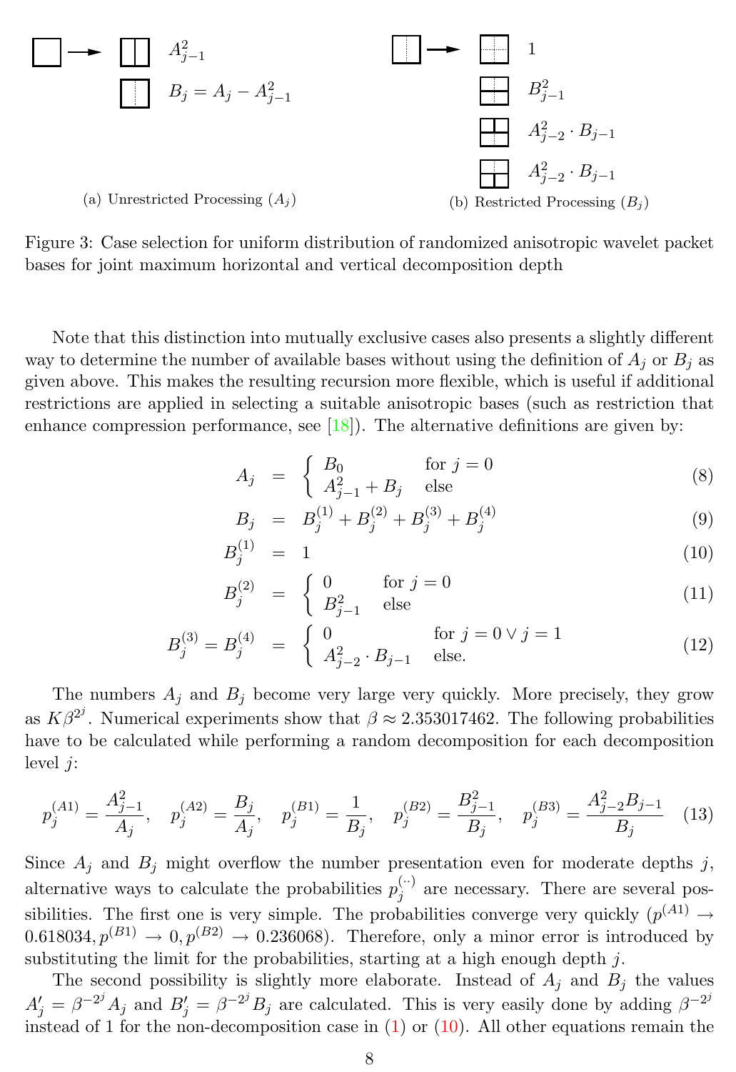$A_{j-1}^2$

$B_j = A_j - A_{j-1}^2$

(a) Unrestricted Processing ($A_j$)

$1$

$B_{j-1}^2$

$A_{j-2}^2 \cdot B_{j-1}$

$A_{j-2}^2 \cdot B_{j-1}$

(b) Restricted Processing ($B_j$)

Figure 3: Case selection for uniform distribution of randomized anisotropic wavelet packet bases for joint maximum horizontal and vertical decomposition depth

Note that this distinction into mutually exclusive cases also presents a slightly different way to determine the number of available bases without using the definition of $A_j$ or $B_j$ as given above. This makes the resulting recursion more flexible, which is useful if additional restrictions are applied in selecting a suitable anisotropic bases (such as restriction that enhance compression performance, see [18]). The alternative definitions are given by:

$$A_j = \begin{cases} B_0 & \text{for } j = 0 \\ A_{j-1}^2 + B_j & \text{else} \end{cases} \tag{8}$$

$$B_j = B_j^{(1)} + B_j^{(2)} + B_j^{(3)} + B_j^{(4)} \tag{9}$$

$$B_j^{(1)} = 1 \tag{10}$$

$$B_j^{(2)} = \begin{cases} 0 & \text{for } j = 0 \\ B_{j-1}^2 & \text{else} \end{cases} \tag{11}$$

$$B_j^{(3)} = B_j^{(4)} = \begin{cases} 0 & \text{for } j = 0 \vee j = 1 \\ A_{j-2}^2 \cdot B_{j-1} & \text{else.} \end{cases} \tag{12}$$

The numbers $A_j$ and $B_j$ become very large very quickly. More precisely, they grow as $K\beta^{2^j}$. Numerical experiments show that $\beta \approx 2.353017462$. The following probabilities have to be calculated while performing a random decomposition for each decomposition level $j$:

$$p_j^{(A1)} = \frac{A_{j-1}^2}{A_j}, \quad p_j^{(A2)} = \frac{B_j}{A_j}, \quad p_j^{(B1)} = \frac{1}{B_j}, \quad p_j^{(B2)} = \frac{B_{j-1}^2}{B_j}, \quad p_j^{(B3)} = \frac{A_{j-2}^2 B_{j-1}}{B_j} \tag{13}$$

Since $A_j$ and $B_j$ might overflow the number presentation even for moderate depths $j$, alternative ways to calculate the probabilities $p_j^{(\cdot\cdot)}$ are necessary. There are several possibilities. The first one is very simple. The probabilities converge very quickly ($p^{(A1)} \to 0.618034, p^{(B1)} \to 0, p^{(B2)} \to 0.236068$). Therefore, only a minor error is introduced by substituting the limit for the probabilities, starting at a high enough depth $j$.

The second possibility is slightly more elaborate. Instead of $A_j$ and $B_j$ the values $A'_j = \beta^{-2^j} A_j$ and $B'_j = \beta^{-2^j} B_j$ are calculated. This is very easily done by adding $\beta^{-2^j}$ instead of 1 for the non-decomposition case in (1) or (10). All other equations remain the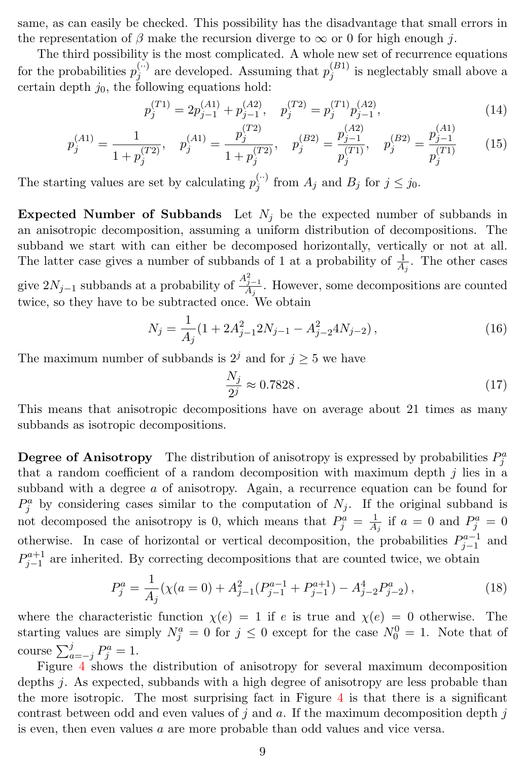same, as can easily be checked. This possibility has the disadvantage that small errors in the representation of $\beta$ make the recursion diverge to $\infty$ or 0 for high enough $j$.

The third possibility is the most complicated. A whole new set of recurrence equations for the probabilities $p_j^{(\cdot\cdot)}$ are developed. Assuming that $p_j^{(B1)}$ is neglectably small above a certain depth $j_0$, the following equations hold:

$$p_j^{(T1)} = 2p_{j-1}^{(A1)} + p_{j-1}^{(A2)}, \quad p_j^{(T2)} = p_j^{(T1)} p_{j-1}^{(A2)}, \tag{14}$$

$$p_j^{(A1)} = \frac{1}{1 + p_j^{(T2)}}, \quad p_j^{(A1)} = \frac{p_j^{(T2)}}{1 + p_j^{(T2)}}, \quad p_j^{(B2)} = \frac{p_{j-1}^{(A2)}}{p_j^{(T1)}}, \quad p_j^{(B2)} = \frac{p_{j-1}^{(A1)}}{p_j^{(T1)}} \tag{15}$$

The starting values are set by calculating $p_j^{(\cdot\cdot)}$ from $A_j$ and $B_j$ for $j \leq j_0$.

**Expected Number of Subbands** Let $N_j$ be the expected number of subbands in an anisotropic decomposition, assuming a uniform distribution of decompositions. The subband we start with can either be decomposed horizontally, vertically or not at all. The latter case gives a number of subbands of 1 at a probability of $\frac{1}{A_j}$. The other cases give $2N_{j-1}$ subbands at a probability of $\frac{A_{j-1}^2}{A_j}$. However, some decompositions are counted twice, so they have to be subtracted once. We obtain

$$N_j = \frac{1}{A_j}(1 + 2A_{j-1}^2 2N_{j-1} - A_{j-2}^2 4N_{j-2}), \tag{16}$$

The maximum number of subbands is $2^j$ and for $j \geq 5$ we have

$$\frac{N_j}{2^j} \approx 0.7828 \,. \tag{17}$$

This means that anisotropic decompositions have on average about 21 times as many subbands as isotropic decompositions.

**Degree of Anisotropy** The distribution of anisotropy is expressed by probabilities $P_j^a$ that a random coefficient of a random decomposition with maximum depth $j$ lies in a subband with a degree $a$ of anisotropy. Again, a recurrence equation can be found for $P_j^a$ by considering cases similar to the computation of $N_j$. If the original subband is not decomposed the anisotropy is 0, which means that $P_j^a = \frac{1}{A_j}$ if $a = 0$ and $P_j^a = 0$ otherwise. In case of horizontal or vertical decomposition, the probabilities $P_{j-1}^{a-1}$ and $P_{j-1}^{a+1}$ are inherited. By correcting decompositions that are counted twice, we obtain

$$P_j^a = \frac{1}{A_j}(\chi(a=0) + A_{j-1}^2(P_{j-1}^{a-1} + P_{j-1}^{a+1}) - A_{j-2}^4 P_{j-2}^a), \tag{18}$$

where the characteristic function $\chi(e) = 1$ if $e$ is true and $\chi(e) = 0$ otherwise. The starting values are simply $N_j^a = 0$ for $j \leq 0$ except for the case $N_0^0 = 1$. Note that of course $\sum_{a=-j}^{j} P_j^a = 1$.

Figure 4 shows the distribution of anisotropy for several maximum decomposition depths $j$. As expected, subbands with a high degree of anisotropy are less probable than the more isotropic. The most surprising fact in Figure 4 is that there is a significant contrast between odd and even values of $j$ and $a$. If the maximum decomposition depth $j$ is even, then even values $a$ are more probable than odd values and vice versa.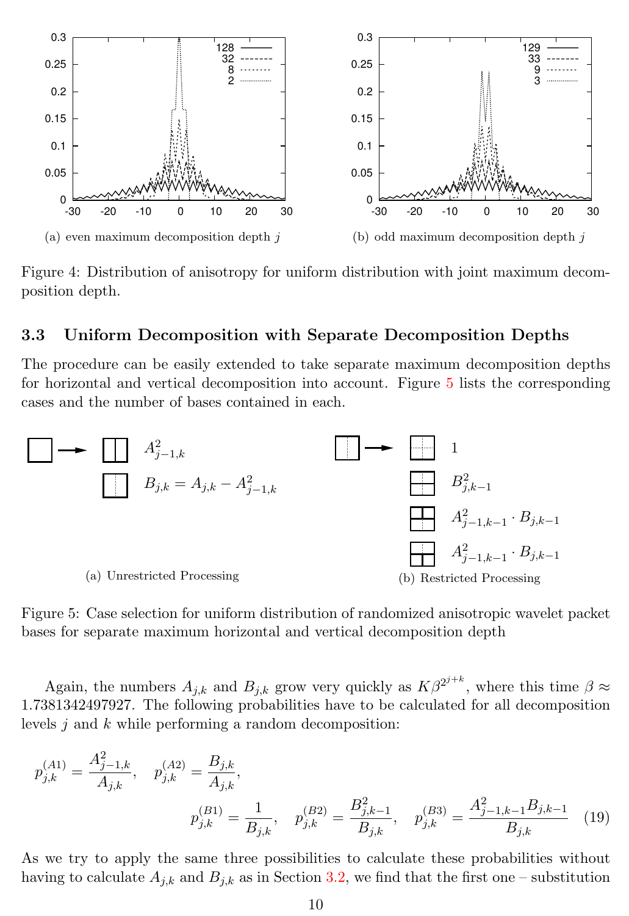(a) even maximum decomposition depth $j$

(b) odd maximum decomposition depth $j$

Figure 4: Distribution of anisotropy for uniform distribution with joint maximum decomposition depth.

### 3.3 Uniform Decomposition with Separate Decomposition Depths

The procedure can be easily extended to take separate maximum decomposition depths for horizontal and vertical decomposition into account. Figure 5 lists the corresponding cases and the number of bases contained in each.

$A^2_{j-1,k}$

$B_{j,k} = A_{j,k} - A^2_{j-1,k}$

(a) Unrestricted Processing

$1$

$B^2_{j,k-1}$

$A^2_{j-1,k-1} \cdot B_{j,k-1}$

$A^2_{j-1,k-1} \cdot B_{j,k-1}$

(b) Restricted Processing

Figure 5: Case selection for uniform distribution of randomized anisotropic wavelet packet bases for separate maximum horizontal and vertical decomposition depth

Again, the numbers $A_{j,k}$ and $B_{j,k}$ grow very quickly as $K\beta^{2^{j+k}}$, where this time $\beta \approx 1.7381342497927$. The following probabilities have to be calculated for all decomposition levels $j$ and $k$ while performing a random decomposition:

$$p^{(A1)}_{j,k} = \frac{A^2_{j-1,k}}{A_{j,k}}, \quad p^{(A2)}_{j,k} = \frac{B_{j,k}}{A_{j,k}},$$

$$p^{(B1)}_{j,k} = \frac{1}{B_{j,k}}, \quad p^{(B2)}_{j,k} = \frac{B^2_{j,k-1}}{B_{j,k}}, \quad p^{(B3)}_{j,k} = \frac{A^2_{j-1,k-1}B_{j,k-1}}{B_{j,k}} \tag{19}$$

As we try to apply the same three possibilities to calculate these probabilities without having to calculate $A_{j,k}$ and $B_{j,k}$ as in Section 3.2, we find that the first one – substitution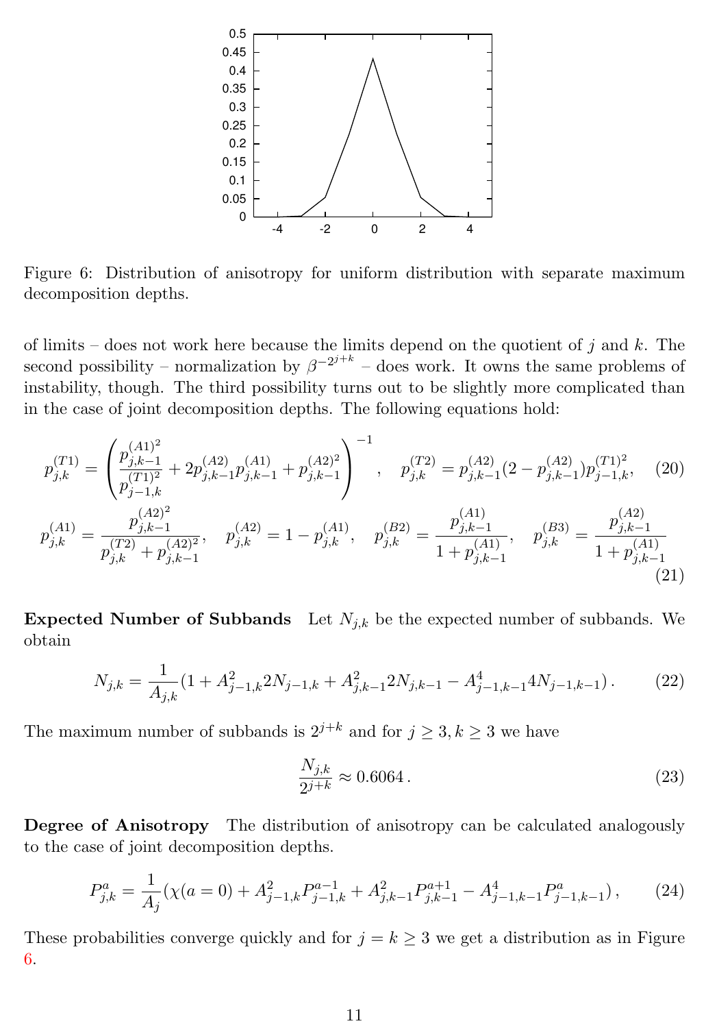Figure 6: Distribution of anisotropy for uniform distribution with separate maximum decomposition depths.

of limits – does not work here because the limits depend on the quotient of $j$ and $k$. The second possibility – normalization by $\beta^{-2^{j+k}}$ – does work. It owns the same problems of instability, though. The third possibility turns out to be slightly more complicated than in the case of joint decomposition depths. The following equations hold:

$$p_{j,k}^{(T1)} = \left( \frac{p_{j,k-1}^{(A1)^2}}{p_{j-1,k}^{(T1)^2}} + 2p_{j,k-1}^{(A2)} p_{j,k-1}^{(A1)} + p_{j,k-1}^{(A2)^2} \right)^{-1}, \quad p_{j,k}^{(T2)} = p_{j,k-1}^{(A2)}(2 - p_{j,k-1}^{(A2)}) p_{j-1,k}^{(T1)^2}, \tag{20}$$

$$p_{j,k}^{(A1)} = \frac{p_{j,k-1}^{(A2)^2}}{p_{j,k}^{(T2)} + p_{j,k-1}^{(A2)^2}}, \quad p_{j,k}^{(A2)} = 1 - p_{j,k}^{(A1)}, \quad p_{j,k}^{(B2)} = \frac{p_{j,k-1}^{(A1)}}{1 + p_{j,k-1}^{(A1)}}, \quad p_{j,k}^{(B3)} = \frac{p_{j,k-1}^{(A2)}}{1 + p_{j,k-1}^{(A1)}} \tag{21}$$

**Expected Number of Subbands** Let $N_{j,k}$ be the expected number of subbands. We obtain

$$N_{j,k} = \frac{1}{A_{j,k}}(1 + A_{j-1,k}^2 2N_{j-1,k} + A_{j,k-1}^2 2N_{j,k-1} - A_{j-1,k-1}^4 4N_{j-1,k-1}). \tag{22}$$

The maximum number of subbands is $2^{j+k}$ and for $j \geq 3, k \geq 3$ we have

$$\frac{N_{j,k}}{2^{j+k}} \approx 0.6064. \tag{23}$$

**Degree of Anisotropy** The distribution of anisotropy can be calculated analogously to the case of joint decomposition depths.

$$P_{j,k}^a = \frac{1}{A_j}(\chi(a = 0) + A_{j-1,k}^2 P_{j-1,k}^{a-1} + A_{j,k-1}^2 P_{j,k-1}^{a+1} - A_{j-1,k-1}^4 P_{j-1,k-1}^a), \tag{24}$$

These probabilities converge quickly and for $j = k \geq 3$ we get a distribution as in Figure 6.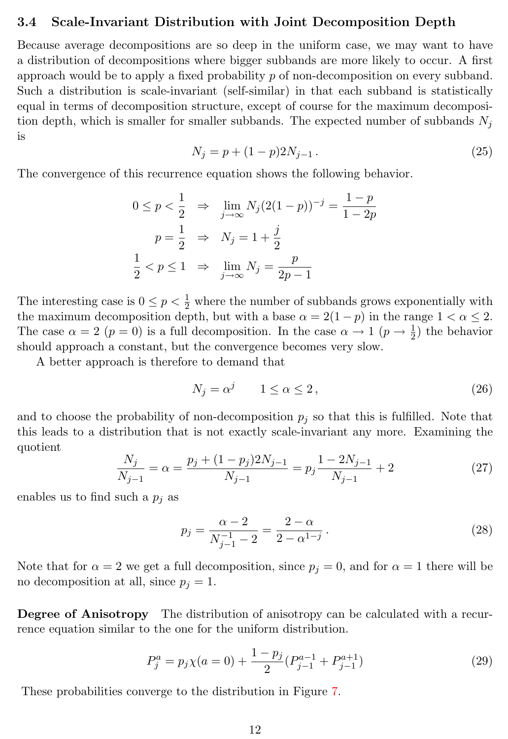### 3.4 Scale-Invariant Distribution with Joint Decomposition Depth

Because average decompositions are so deep in the uniform case, we may want to have a distribution of decompositions where bigger subbands are more likely to occur. A first approach would be to apply a fixed probability $p$ of non-decomposition on every subband. Such a distribution is scale-invariant (self-similar) in that each subband is statistically equal in terms of decomposition structure, except of course for the maximum decomposition depth, which is smaller for smaller subbands. The expected number of subbands $N_j$ is

$$N_j = p + (1-p)2N_{j-1}\,. \tag{25}$$

The convergence of this recurrence equation shows the following behavior.

$$\begin{aligned}
0 \le p < \frac{1}{2} \quad &\Rightarrow \quad \lim_{j\to\infty} N_j (2(1-p))^{-j} = \frac{1-p}{1-2p} \\
p = \frac{1}{2} \quad &\Rightarrow \quad N_j = 1 + \frac{j}{2} \\
\frac{1}{2} < p \le 1 \quad &\Rightarrow \quad \lim_{j\to\infty} N_j = \frac{p}{2p-1}
\end{aligned}$$

The interesting case is $0 \le p < \frac{1}{2}$ where the number of subbands grows exponentially with the maximum decomposition depth, but with a base $\alpha = 2(1-p)$ in the range $1 < \alpha \le 2$. The case $\alpha = 2$ ($p = 0$) is a full decomposition. In the case $\alpha \to 1$ ($p \to \frac{1}{2}$) the behavior should approach a constant, but the convergence becomes very slow.

A better approach is therefore to demand that

$$N_j = \alpha^j \qquad 1 \le \alpha \le 2\,, \tag{26}$$

and to choose the probability of non-decomposition $p_j$ so that this is fulfilled. Note that this leads to a distribution that is not exactly scale-invariant any more. Examining the quotient

$$\frac{N_j}{N_{j-1}} = \alpha = \frac{p_j + (1-p_j)2N_{j-1}}{N_{j-1}} = p_j \frac{1 - 2N_{j-1}}{N_{j-1}} + 2 \tag{27}$$

enables us to find such a $p_j$ as

$$p_j = \frac{\alpha - 2}{N_{j-1}^{-1} - 2} = \frac{2-\alpha}{2 - \alpha^{1-j}}\,. \tag{28}$$

Note that for $\alpha = 2$ we get a full decomposition, since $p_j = 0$, and for $\alpha = 1$ there will be no decomposition at all, since $p_j = 1$.

**Degree of Anisotropy** The distribution of anisotropy can be calculated with a recurrence equation similar to the one for the uniform distribution.

$$P_j^a = p_j \chi(a = 0) + \frac{1-p_j}{2}(P_{j-1}^{a-1} + P_{j-1}^{a+1}) \tag{29}$$

These probabilities converge to the distribution in Figure 7.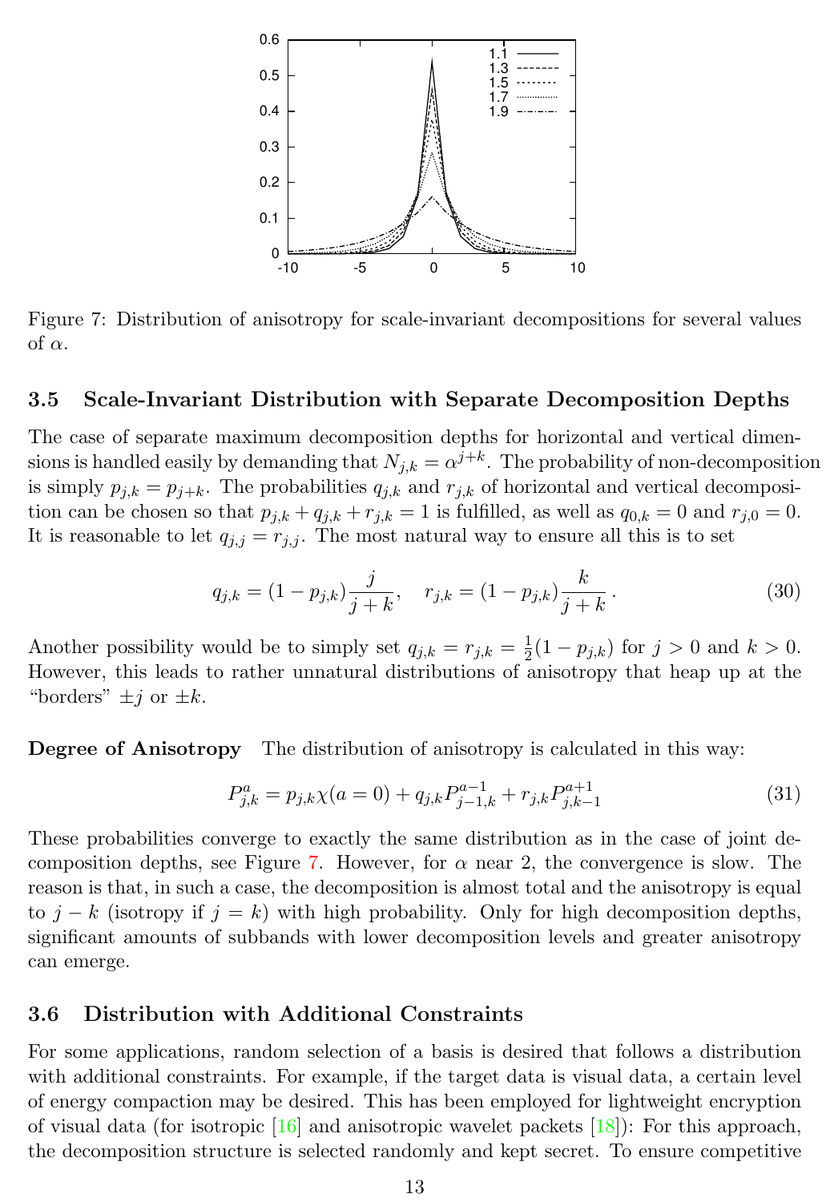Figure 7: Distribution of anisotropy for scale-invariant decompositions for several values of $\alpha$.

### 3.5 Scale-Invariant Distribution with Separate Decomposition Depths

The case of separate maximum decomposition depths for horizontal and vertical dimensions is handled easily by demanding that $N_{j,k} = \alpha^{j+k}$. The probability of non-decomposition is simply $p_{j,k} = p_{j+k}$. The probabilities $q_{j,k}$ and $r_{j,k}$ of horizontal and vertical decomposition can be chosen so that $p_{j,k} + q_{j,k} + r_{j,k} = 1$ is fulfilled, as well as $q_{0,k} = 0$ and $r_{j,0} = 0$. It is reasonable to let $q_{j,j} = r_{j,j}$. The most natural way to ensure all this is to set

$$q_{j,k} = (1 - p_{j,k})\frac{j}{j+k}, \quad r_{j,k} = (1 - p_{j,k})\frac{k}{j+k}\,. \tag{30}$$

Another possibility would be to simply set $q_{j,k} = r_{j,k} = \frac{1}{2}(1 - p_{j,k})$ for $j > 0$ and $k > 0$. However, this leads to rather unnatural distributions of anisotropy that heap up at the "borders" $\pm j$ or $\pm k$.

**Degree of Anisotropy** The distribution of anisotropy is calculated in this way:

$$P^a_{j,k} = p_{j,k}\chi(a = 0) + q_{j,k}P^{a-1}_{j-1,k} + r_{j,k}P^{a+1}_{j,k-1} \tag{31}$$

These probabilities converge to exactly the same distribution as in the case of joint decomposition depths, see Figure 7. However, for $\alpha$ near 2, the convergence is slow. The reason is that, in such a case, the decomposition is almost total and the anisotropy is equal to $j - k$ (isotropy if $j = k$) with high probability. Only for high decomposition depths, significant amounts of subbands with lower decomposition levels and greater anisotropy can emerge.

### 3.6 Distribution with Additional Constraints

For some applications, random selection of a basis is desired that follows a distribution with additional constraints. For example, if the target data is visual data, a certain level of energy compaction may be desired. This has been employed for lightweight encryption of visual data (for isotropic [16] and anisotropic wavelet packets [18]): For this approach, the decomposition structure is selected randomly and kept secret. To ensure competitive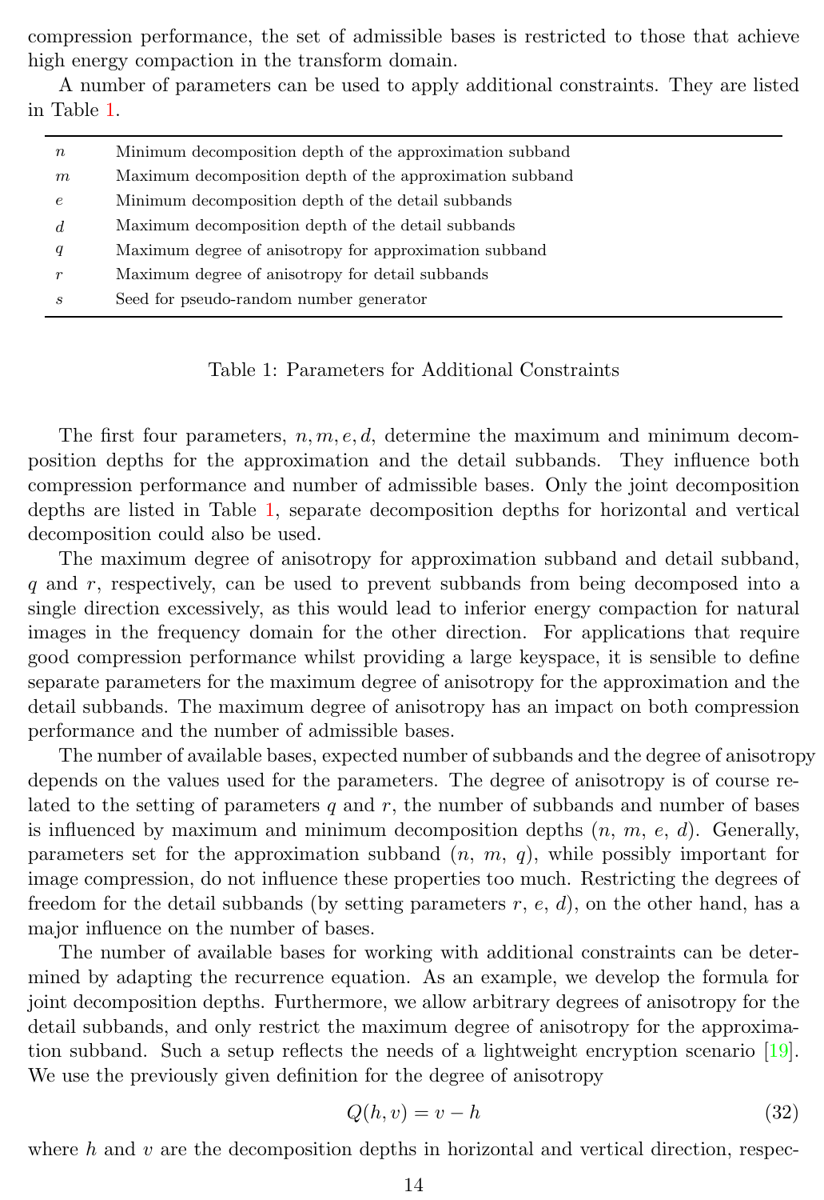compression performance, the set of admissible bases is restricted to those that achieve high energy compaction in the transform domain.

A number of parameters can be used to apply additional constraints. They are listed in Table 1.

| | |
|---|---|
| $n$ | Minimum decomposition depth of the approximation subband |
| $m$ | Maximum decomposition depth of the approximation subband |
| $e$ | Minimum decomposition depth of the detail subbands |
| $d$ | Maximum decomposition depth of the detail subbands |
| $q$ | Maximum degree of anisotropy for approximation subband |
| $r$ | Maximum degree of anisotropy for detail subbands |
| $s$ | Seed for pseudo-random number generator |

Table 1: Parameters for Additional Constraints

The first four parameters, $n, m, e, d$, determine the maximum and minimum decomposition depths for the approximation and the detail subbands. They influence both compression performance and number of admissible bases. Only the joint decomposition depths are listed in Table 1, separate decomposition depths for horizontal and vertical decomposition could also be used.

The maximum degree of anisotropy for approximation subband and detail subband, $q$ and $r$, respectively, can be used to prevent subbands from being decomposed into a single direction excessively, as this would lead to inferior energy compaction for natural images in the frequency domain for the other direction. For applications that require good compression performance whilst providing a large keyspace, it is sensible to define separate parameters for the maximum degree of anisotropy for the approximation and the detail subbands. The maximum degree of anisotropy has an impact on both compression performance and the number of admissible bases.

The number of available bases, expected number of subbands and the degree of anisotropy depends on the values used for the parameters. The degree of anisotropy is of course related to the setting of parameters $q$ and $r$, the number of subbands and number of bases is influenced by maximum and minimum decomposition depths ($n$, $m$, $e$, $d$). Generally, parameters set for the approximation subband ($n$, $m$, $q$), while possibly important for image compression, do not influence these properties too much. Restricting the degrees of freedom for the detail subbands (by setting parameters $r$, $e$, $d$), on the other hand, has a major influence on the number of bases.

The number of available bases for working with additional constraints can be determined by adapting the recurrence equation. As an example, we develop the formula for joint decomposition depths. Furthermore, we allow arbitrary degrees of anisotropy for the detail subbands, and only restrict the maximum degree of anisotropy for the approximation subband. Such a setup reflects the needs of a lightweight encryption scenario [19]. We use the previously given definition for the degree of anisotropy

$$Q(h, v) = v - h \tag{32}$$

where $h$ and $v$ are the decomposition depths in horizontal and vertical direction, respec-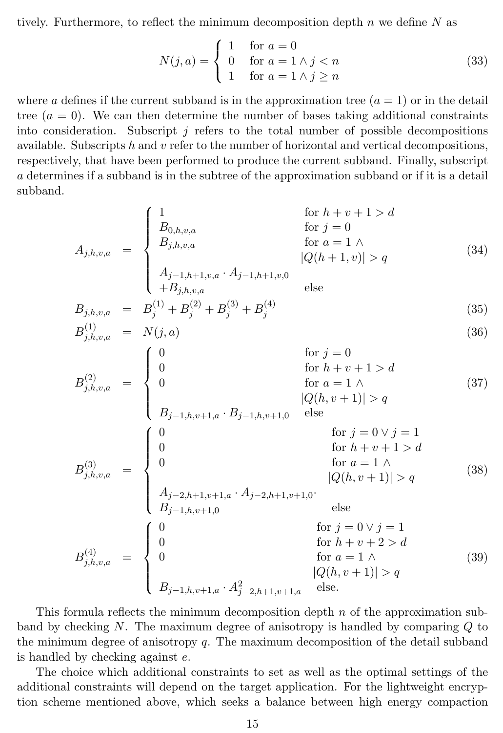tively. Furthermore, to reflect the minimum decomposition depth $n$ we define $N$ as

$$N(j,a) = \begin{cases} 1 & \text{for } a = 0 \\ 0 & \text{for } a = 1 \wedge j < n \\ 1 & \text{for } a = 1 \wedge j \geq n \end{cases} \tag{33}$$

where $a$ defines if the current subband is in the approximation tree ($a = 1$) or in the detail tree ($a = 0$). We can then determine the number of bases taking additional constraints into consideration. Subscript $j$ refers to the total number of possible decompositions available. Subscripts $h$ and $v$ refer to the number of horizontal and vertical decompositions, respectively, that have been performed to produce the current subband. Finally, subscript $a$ determines if a subband is in the subtree of the approximation subband or if it is a detail subband.

$$A_{j,h,v,a} = \begin{cases} 1 & \text{for } h+v+1 > d \\ B_{0,h,v,a} & \text{for } j = 0 \\ B_{j,h,v,a} & \text{for } a = 1 \wedge \\ & |Q(h+1,v)| > q \\ A_{j-1,h+1,v,a} \cdot A_{j-1,h+1,v,0} & \\ +B_{j,h,v,a} & \text{else} \end{cases} \tag{34}$$

$$B_{j,h,v,a} = B_j^{(1)} + B_j^{(2)} + B_j^{(3)} + B_j^{(4)} \tag{35}$$

$$B_{j,h,v,a}^{(1)} = N(j,a) \tag{36}$$

$$B_{j,h,v,a}^{(2)} = \begin{cases} 0 & \text{for } j = 0 \\ 0 & \text{for } h+v+1 > d \\ 0 & \text{for } a = 1 \wedge \\ & |Q(h,v+1)| > q \\ B_{j-1,h,v+1,a} \cdot B_{j-1,h,v+1,0} & \text{else} \end{cases} \tag{37}$$

$$B_{j,h,v,a}^{(3)} = \begin{cases} 0 & \text{for } j = 0 \vee j = 1 \\ 0 & \text{for } h+v+1 > d \\ 0 & \text{for } a = 1 \wedge \\ & |Q(h,v+1)| > q \\ A_{j-2,h+1,v+1,a} \cdot A_{j-2,h+1,v+1,0} \cdot & \\ B_{j-1,h,v+1,0} & \text{else} \end{cases} \tag{38}$$

$$B_{j,h,v,a}^{(4)} = \begin{cases} 0 & \text{for } j = 0 \vee j = 1 \\ 0 & \text{for } h+v+2 > d \\ 0 & \text{for } a = 1 \wedge \\ & |Q(h,v+1)| > q \\ B_{j-1,h,v+1,a} \cdot A_{j-2,h+1,v+1,a}^2 & \text{else.} \end{cases} \tag{39}$$

This formula reflects the minimum decomposition depth $n$ of the approximation subband by checking $N$. The maximum degree of anisotropy is handled by comparing $Q$ to the minimum degree of anisotropy $q$. The maximum decomposition of the detail subband is handled by checking against $e$.

The choice which additional constraints to set as well as the optimal settings of the additional constraints will depend on the target application. For the lightweight encryption scheme mentioned above, which seeks a balance between high energy compaction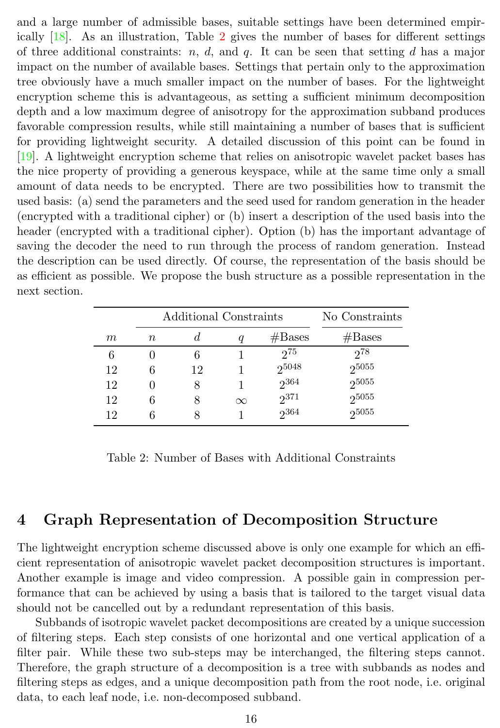and a large number of admissible bases, suitable settings have been determined empirically [18]. As an illustration, Table 2 gives the number of bases for different settings of three additional constraints: $n$, $d$, and $q$. It can be seen that setting $d$ has a major impact on the number of available bases. Settings that pertain only to the approximation tree obviously have a much smaller impact on the number of bases. For the lightweight encryption scheme this is advantageous, as setting a sufficient minimum decomposition depth and a low maximum degree of anisotropy for the approximation subband produces favorable compression results, while still maintaining a number of bases that is sufficient for providing lightweight security. A detailed discussion of this point can be found in [19]. A lightweight encryption scheme that relies on anisotropic wavelet packet bases has the nice property of providing a generous keyspace, while at the same time only a small amount of data needs to be encrypted. There are two possibilities how to transmit the used basis: (a) send the parameters and the seed used for random generation in the header (encrypted with a traditional cipher) or (b) insert a description of the used basis into the header (encrypted with a traditional cipher). Option (b) has the important advantage of saving the decoder the need to run through the process of random generation. Instead the description can be used directly. Of course, the representation of the basis should be as efficient as possible. We propose the bush structure as a possible representation in the next section.

| | Additional Constraints | | | | No Constraints |
|---|---|---|---|---|---|
| $m$ | $n$ | $d$ | $q$ | #Bases | #Bases |
| 6 | 0 | 6 | 1 | $2^{75}$ | $2^{78}$ |
| 12 | 6 | 12 | 1 | $2^{5048}$ | $2^{5055}$ |
| 12 | 0 | 8 | 1 | $2^{364}$ | $2^{5055}$ |
| 12 | 6 | 8 | $\infty$ | $2^{371}$ | $2^{5055}$ |
| 12 | 6 | 8 | 1 | $2^{364}$ | $2^{5055}$ |

Table 2: Number of Bases with Additional Constraints

## 4 Graph Representation of Decomposition Structure

The lightweight encryption scheme discussed above is only one example for which an efficient representation of anisotropic wavelet packet decomposition structures is important. Another example is image and video compression. A possible gain in compression performance that can be achieved by using a basis that is tailored to the target visual data should not be cancelled out by a redundant representation of this basis.

Subbands of isotropic wavelet packet decompositions are created by a unique succession of filtering steps. Each step consists of one horizontal and one vertical application of a filter pair. While these two sub-steps may be interchanged, the filtering steps cannot. Therefore, the graph structure of a decomposition is a tree with subbands as nodes and filtering steps as edges, and a unique decomposition path from the root node, i.e. original data, to each leaf node, i.e. non-decomposed subband.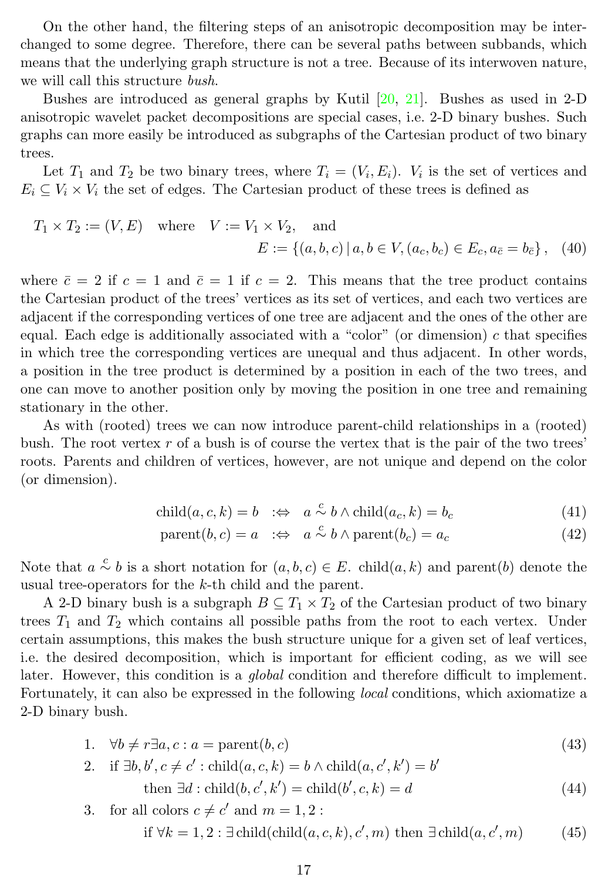On the other hand, the filtering steps of an anisotropic decomposition may be interchanged to some degree. Therefore, there can be several paths between subbands, which means that the underlying graph structure is not a tree. Because of its interwoven nature, we will call this structure *bush*.

Bushes are introduced as general graphs by Kutil [20, 21]. Bushes as used in 2-D anisotropic wavelet packet decompositions are special cases, i.e. 2-D binary bushes. Such graphs can more easily be introduced as subgraphs of the Cartesian product of two binary trees.

Let $T_1$ and $T_2$ be two binary trees, where $T_i = (V_i, E_i)$. $V_i$ is the set of vertices and $E_i \subseteq V_i \times V_i$ the set of edges. The Cartesian product of these trees is defined as

$$T_1 \times T_2 := (V, E) \quad \text{where} \quad V := V_1 \times V_2, \quad \text{and} \\ E := \{(a, b, c) \,|\, a, b \in V, (a_c, b_c) \in E_c, a_{\bar{c}} = b_{\bar{c}}\}, \tag{40}$$

where $\bar{c} = 2$ if $c = 1$ and $\bar{c} = 1$ if $c = 2$. This means that the tree product contains the Cartesian product of the trees' vertices as its set of vertices, and each two vertices are adjacent if the corresponding vertices of one tree are adjacent and the ones of the other are equal. Each edge is additionally associated with a "color" (or dimension) $c$ that specifies in which tree the corresponding vertices are unequal and thus adjacent. In other words, a position in the tree product is determined by a position in each of the two trees, and one can move to another position only by moving the position in one tree and remaining stationary in the other.

As with (rooted) trees we can now introduce parent-child relationships in a (rooted) bush. The root vertex $r$ of a bush is of course the vertex that is the pair of the two trees' roots. Parents and children of vertices, however, are not unique and depend on the color (or dimension).

$$\text{child}(a, c, k) = b \quad :\Leftrightarrow \quad a \overset{c}{\sim} b \wedge \text{child}(a_c, k) = b_c \tag{41}$$

$$\text{parent}(b, c) = a \quad :\Leftrightarrow \quad a \overset{c}{\sim} b \wedge \text{parent}(b_c) = a_c \tag{42}$$

Note that $a \overset{c}{\sim} b$ is a short notation for $(a, b, c) \in E$. child$(a, k)$ and parent$(b)$ denote the usual tree-operators for the $k$-th child and the parent.

A 2-D binary bush is a subgraph $B \subseteq T_1 \times T_2$ of the Cartesian product of two binary trees $T_1$ and $T_2$ which contains all possible paths from the root to each vertex. Under certain assumptions, this makes the bush structure unique for a given set of leaf vertices, i.e. the desired decomposition, which is important for efficient coding, as we will see later. However, this condition is a *global* condition and therefore difficult to implement. Fortunately, it can also be expressed in the following *local* conditions, which axiomatize a 2-D binary bush.

1. $$\forall b \neq r \exists a, c : a = \text{parent}(b, c) \tag{43}$$

2. if $\exists b, b', c \neq c' : \text{child}(a, c, k) = b \wedge \text{child}(a, c', k') = b'$
   $$\text{then } \exists d : \text{child}(b, c', k') = \text{child}(b', c, k) = d \tag{44}$$

3. for all colors $c \neq c'$ and $m = 1, 2$ :
   $$\text{if } \forall k = 1, 2 : \exists\, \text{child}(\text{child}(a, c, k), c', m) \text{ then } \exists\, \text{child}(a, c', m) \tag{45}$$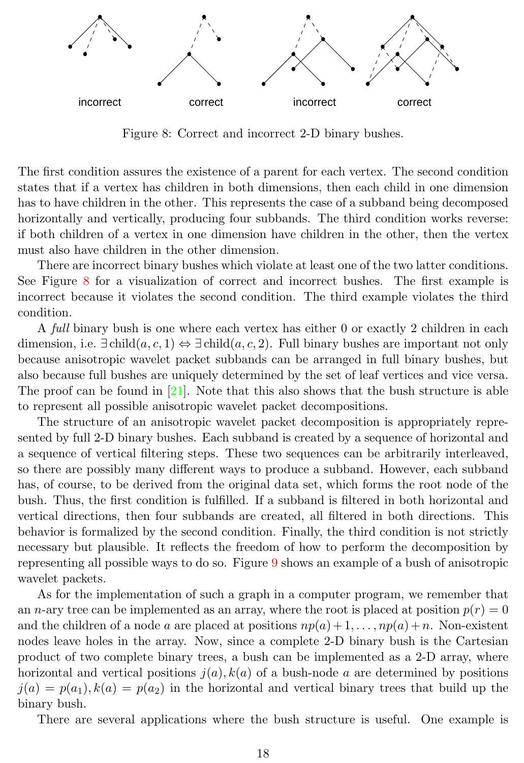incorrect correct incorrect correct

Figure 8: Correct and incorrect 2-D binary bushes.

The first condition assures the existence of a parent for each vertex. The second condition states that if a vertex has children in both dimensions, then each child in one dimension has to have children in the other. This represents the case of a subband being decomposed horizontally and vertically, producing four subbands. The third condition works reverse: if both children of a vertex in one dimension have children in the other, then the vertex must also have children in the other dimension.

There are incorrect binary bushes which violate at least one of the two latter conditions. See Figure 8 for a visualization of correct and incorrect bushes. The first example is incorrect because it violates the second condition. The third example violates the third condition.

A *full* binary bush is one where each vertex has either 0 or exactly 2 children in each dimension, i.e. $\exists\, \text{child}(a, c, 1) \Leftrightarrow \exists\, \text{child}(a, c, 2)$. Full binary bushes are important not only because anisotropic wavelet packet subbands can be arranged in full binary bushes, but also because full bushes are uniquely determined by the set of leaf vertices and vice versa. The proof can be found in [21]. Note that this also shows that the bush structure is able to represent all possible anisotropic wavelet packet decompositions.

The structure of an anisotropic wavelet packet decomposition is appropriately represented by full 2-D binary bushes. Each subband is created by a sequence of horizontal and a sequence of vertical filtering steps. These two sequences can be arbitrarily interleaved, so there are possibly many different ways to produce a subband. However, each subband has, of course, to be derived from the original data set, which forms the root node of the bush. Thus, the first condition is fulfilled. If a subband is filtered in both horizontal and vertical directions, then four subbands are created, all filtered in both directions. This behavior is formalized by the second condition. Finally, the third condition is not strictly necessary but plausible. It reflects the freedom of how to perform the decomposition by representing all possible ways to do so. Figure 9 shows an example of a bush of anisotropic wavelet packets.

As for the implementation of such a graph in a computer program, we remember that an $n$-ary tree can be implemented as an array, where the root is placed at position $p(r) = 0$ and the children of a node $a$ are placed at positions $np(a)+1, \ldots, np(a)+n$. Non-existent nodes leave holes in the array. Now, since a complete 2-D binary bush is the Cartesian product of two complete binary trees, a bush can be implemented as a 2-D array, where horizontal and vertical positions $j(a), k(a)$ of a bush-node $a$ are determined by positions $j(a) = p(a_1), k(a) = p(a_2)$ in the horizontal and vertical binary trees that build up the binary bush.

There are several applications where the bush structure is useful. One example is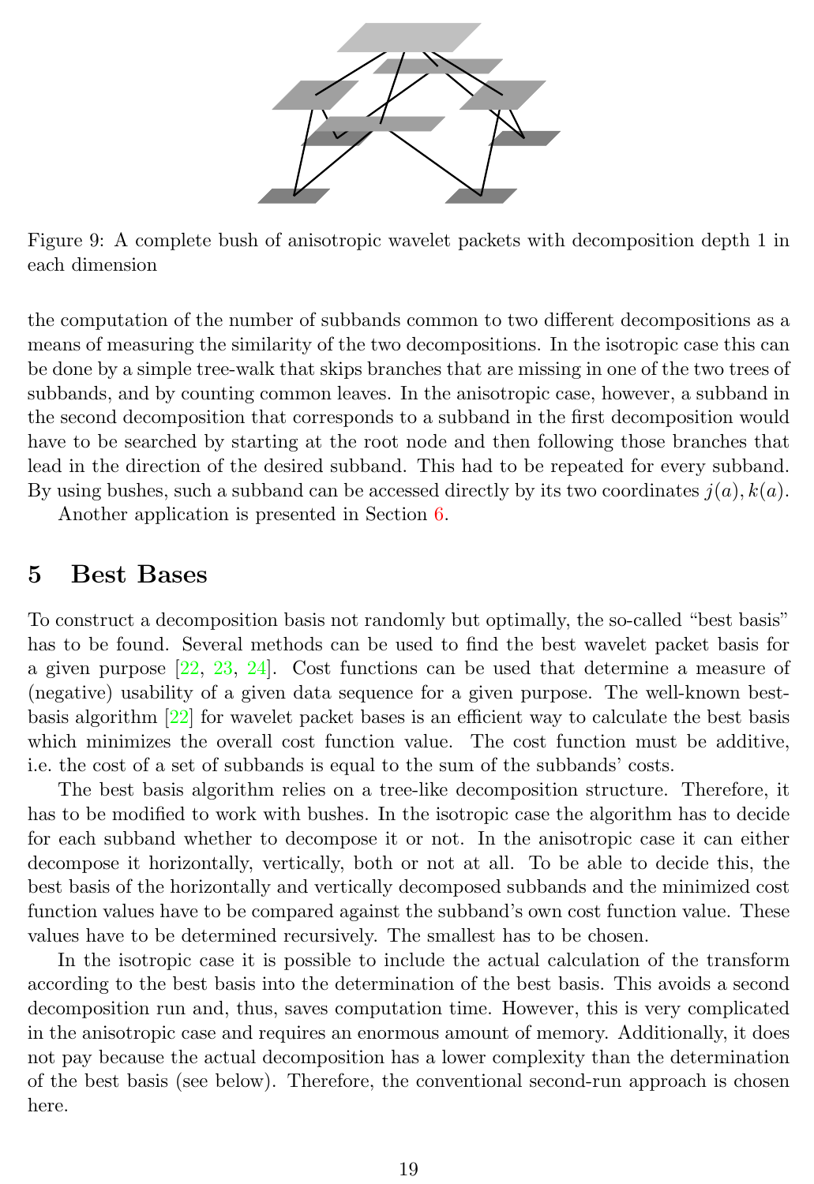Figure 9: A complete bush of anisotropic wavelet packets with decomposition depth 1 in each dimension

the computation of the number of subbands common to two different decompositions as a means of measuring the similarity of the two decompositions. In the isotropic case this can be done by a simple tree-walk that skips branches that are missing in one of the two trees of subbands, and by counting common leaves. In the anisotropic case, however, a subband in the second decomposition that corresponds to a subband in the first decomposition would have to be searched by starting at the root node and then following those branches that lead in the direction of the desired subband. This had to be repeated for every subband. By using bushes, such a subband can be accessed directly by its two coordinates $j(a), k(a)$.

Another application is presented in Section 6.

## 5 Best Bases

To construct a decomposition basis not randomly but optimally, the so-called "best basis" has to be found. Several methods can be used to find the best wavelet packet basis for a given purpose [22, 23, 24]. Cost functions can be used that determine a measure of (negative) usability of a given data sequence for a given purpose. The well-known best-basis algorithm [22] for wavelet packet bases is an efficient way to calculate the best basis which minimizes the overall cost function value. The cost function must be additive, i.e. the cost of a set of subbands is equal to the sum of the subbands' costs.

The best basis algorithm relies on a tree-like decomposition structure. Therefore, it has to be modified to work with bushes. In the isotropic case the algorithm has to decide for each subband whether to decompose it or not. In the anisotropic case it can either decompose it horizontally, vertically, both or not at all. To be able to decide this, the best basis of the horizontally and vertically decomposed subbands and the minimized cost function values have to be compared against the subband's own cost function value. These values have to be determined recursively. The smallest has to be chosen.

In the isotropic case it is possible to include the actual calculation of the transform according to the best basis into the determination of the best basis. This avoids a second decomposition run and, thus, saves computation time. However, this is very complicated in the anisotropic case and requires an enormous amount of memory. Additionally, it does not pay because the actual decomposition has a lower complexity than the determination of the best basis (see below). Therefore, the conventional second-run approach is chosen here.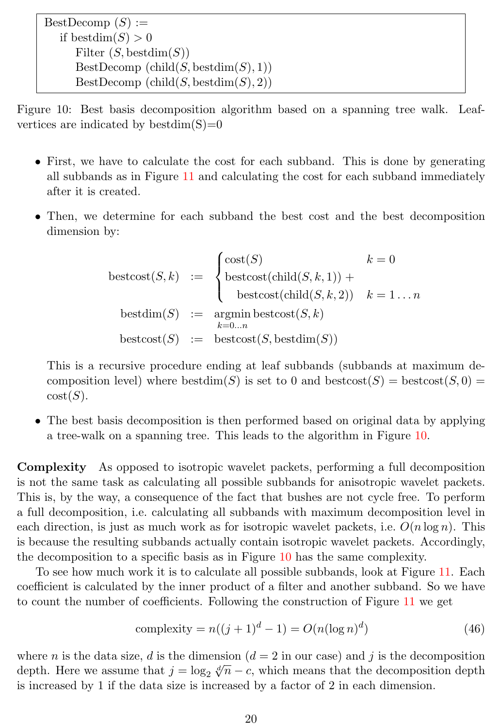```
BestDecomp (S) :=
    if bestdim(S) > 0
        Filter (S, bestdim(S))
        BestDecomp (child(S, bestdim(S), 1))
        BestDecomp (child(S, bestdim(S), 2))
```

Figure 10: Best basis decomposition algorithm based on a spanning tree walk. Leaf-vertices are indicated by bestdim(S)=0

- First, we have to calculate the cost for each subband. This is done by generating all subbands as in Figure 11 and calculating the cost for each subband immediately after it is created.
- Then, we determine for each subband the best cost and the best decomposition dimension by:

$$
\begin{aligned}
\text{bestcost}(S,k) &:= \begin{cases} \text{cost}(S) & k=0 \\ \text{bestcost}(\text{child}(S,k,1)) + & \\ \quad \text{bestcost}(\text{child}(S,k,2)) & k=1\dots n \end{cases} \\
\text{bestdim}(S) &:= \underset{k=0\dots n}{\operatorname{argmin}}\, \text{bestcost}(S,k) \\
\text{bestcost}(S) &:= \text{bestcost}(S, \text{bestdim}(S))
\end{aligned}
$$

  This is a recursive procedure ending at leaf subbands (subbands at maximum decomposition level) where bestdim$(S)$ is set to 0 and bestcost$(S)$ = bestcost$(S,0)$ = cost$(S)$.
- The best basis decomposition is then performed based on original data by applying a tree-walk on a spanning tree. This leads to the algorithm in Figure 10.

**Complexity** As opposed to isotropic wavelet packets, performing a full decomposition is not the same task as calculating all possible subbands for anisotropic wavelet packets. This is, by the way, a consequence of the fact that bushes are not cycle free. To perform a full decomposition, i.e. calculating all subbands with maximum decomposition level in each direction, is just as much work as for isotropic wavelet packets, i.e. $O(n \log n)$. This is because the resulting subbands actually contain isotropic wavelet packets. Accordingly, the decomposition to a specific basis as in Figure 10 has the same complexity.

To see how much work it is to calculate all possible subbands, look at Figure 11. Each coefficient is calculated by the inner product of a filter and another subband. So we have to count the number of coefficients. Following the construction of Figure 11 we get

$$
\text{complexity} = n((j+1)^d - 1) = O(n(\log n)^d) \tag{46}
$$

where $n$ is the data size, $d$ is the dimension ($d = 2$ in our case) and $j$ is the decomposition depth. Here we assume that $j = \log_2 \sqrt[d]{n} - c$, which means that the decomposition depth is increased by 1 if the data size is increased by a factor of 2 in each dimension.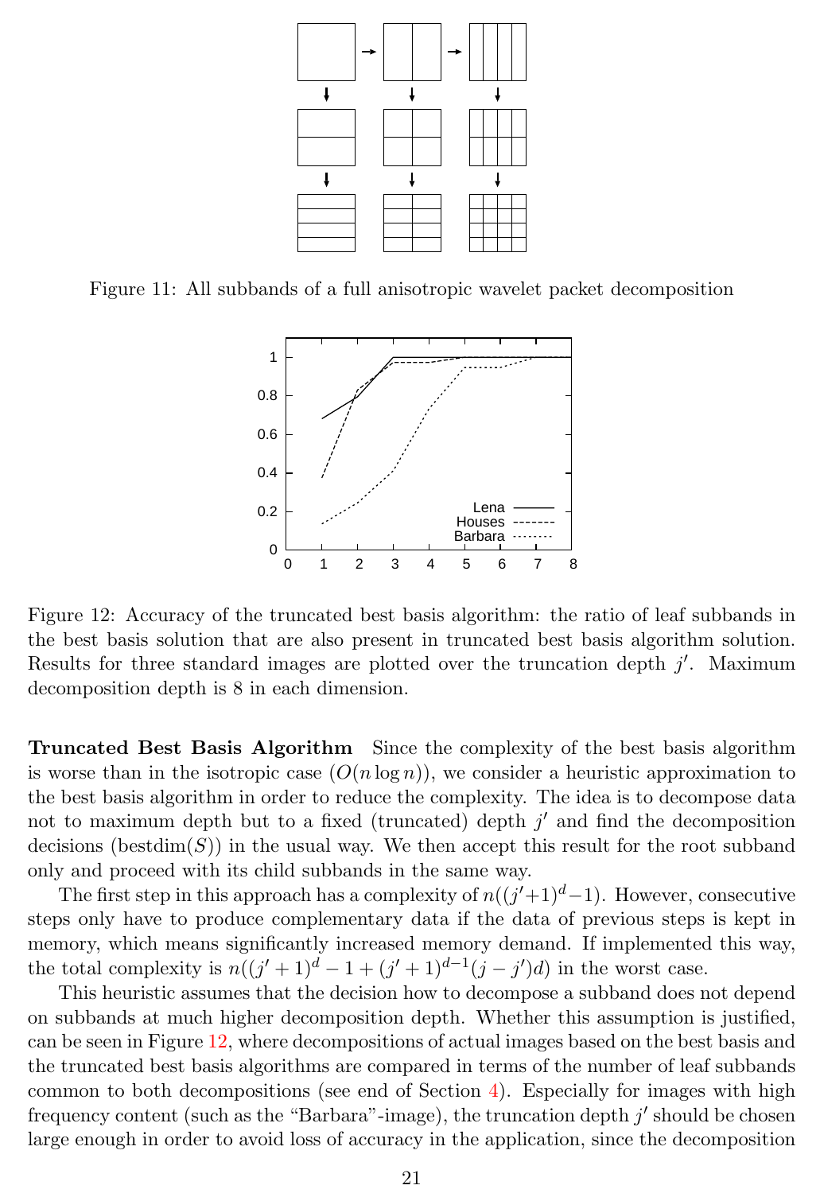Figure 11: All subbands of a full anisotropic wavelet packet decomposition

Figure 12: Accuracy of the truncated best basis algorithm: the ratio of leaf subbands in the best basis solution that are also present in truncated best basis algorithm solution. Results for three standard images are plotted over the truncation depth $j'$. Maximum decomposition depth is 8 in each dimension.

**Truncated Best Basis Algorithm** Since the complexity of the best basis algorithm is worse than in the isotropic case ($O(n \log n)$), we consider a heuristic approximation to the best basis algorithm in order to reduce the complexity. The idea is to decompose data not to maximum depth but to a fixed (truncated) depth $j'$ and find the decomposition decisions (bestdim$(S)$) in the usual way. We then accept this result for the root subband only and proceed with its child subbands in the same way.

The first step in this approach has a complexity of $n((j'+1)^d - 1)$. However, consecutive steps only have to produce complementary data if the data of previous steps is kept in memory, which means significantly increased memory demand. If implemented this way, the total complexity is $n((j'+1)^d - 1 + (j'+1)^{d-1}(j-j')d)$ in the worst case.

This heuristic assumes that the decision how to decompose a subband does not depend on subbands at much higher decomposition depth. Whether this assumption is justified, can be seen in Figure 12, where decompositions of actual images based on the best basis and the truncated best basis algorithms are compared in terms of the number of leaf subbands common to both decompositions (see end of Section 4). Especially for images with high frequency content (such as the "Barbara"-image), the truncation depth $j'$ should be chosen large enough in order to avoid loss of accuracy in the application, since the decomposition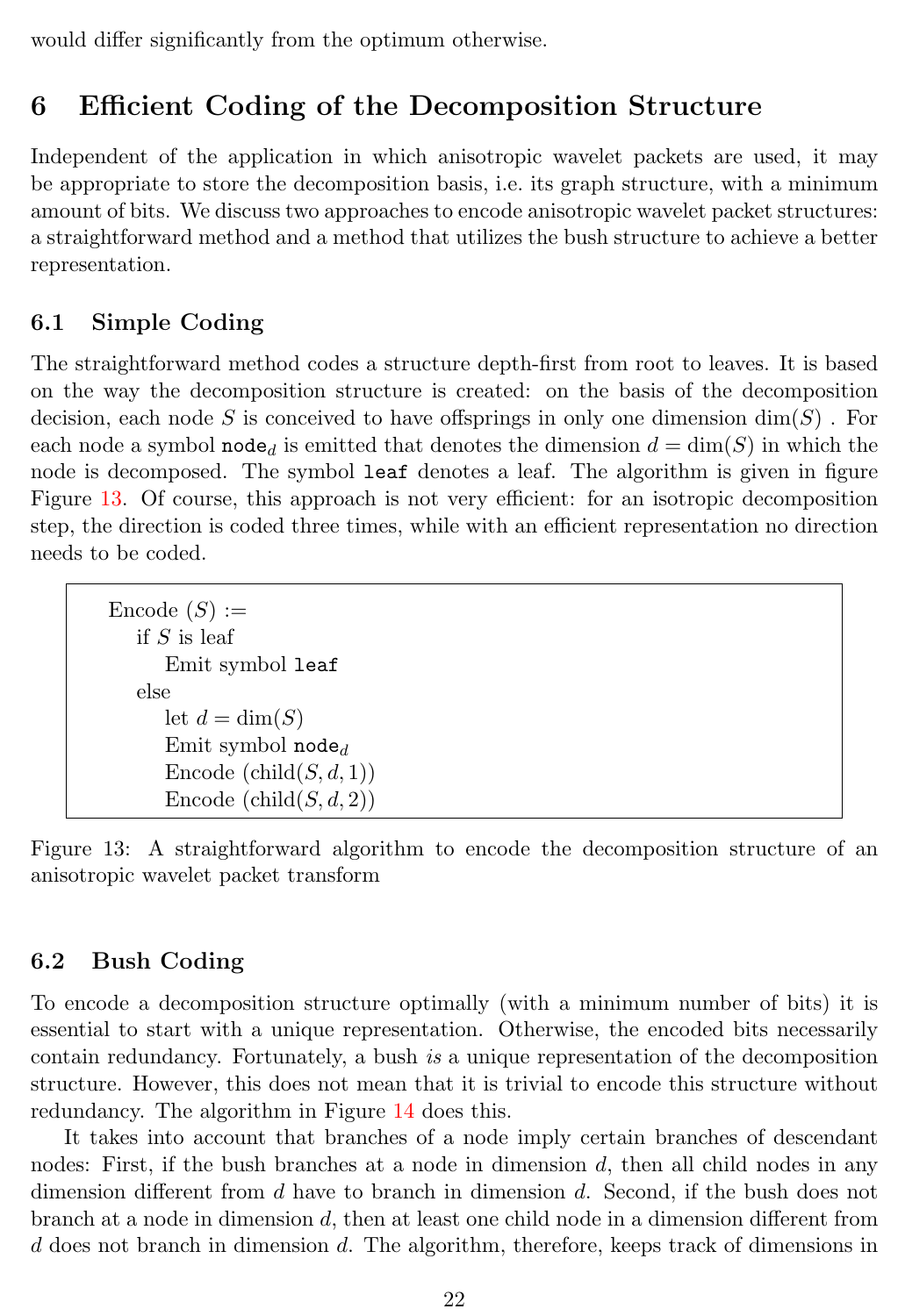would differ significantly from the optimum otherwise.

## 6 Efficient Coding of the Decomposition Structure

Independent of the application in which anisotropic wavelet packets are used, it may be appropriate to store the decomposition basis, i.e. its graph structure, with a minimum amount of bits. We discuss two approaches to encode anisotropic wavelet packet structures: a straightforward method and a method that utilizes the bush structure to achieve a better representation.

### 6.1 Simple Coding

The straightforward method codes a structure depth-first from root to leaves. It is based on the way the decomposition structure is created: on the basis of the decomposition decision, each node $S$ is conceived to have offsprings in only one dimension $\dim(S)$ . For each node a symbol $\texttt{node}_d$ is emitted that denotes the dimension $d = \dim(S)$ in which the node is decomposed. The symbol `leaf` denotes a leaf. The algorithm is given in figure Figure 13. Of course, this approach is not very efficient: for an isotropic decomposition step, the direction is coded three times, while with an efficient representation no direction needs to be coded.

```
Encode (S) :=
    if S is leaf
        Emit symbol leaf
    else
        let d = dim(S)
        Emit symbol node_d
        Encode (child(S, d, 1))
        Encode (child(S, d, 2))
```

Figure 13: A straightforward algorithm to encode the decomposition structure of an anisotropic wavelet packet transform

### 6.2 Bush Coding

To encode a decomposition structure optimally (with a minimum number of bits) it is essential to start with a unique representation. Otherwise, the encoded bits necessarily contain redundancy. Fortunately, a bush *is* a unique representation of the decomposition structure. However, this does not mean that it is trivial to encode this structure without redundancy. The algorithm in Figure 14 does this.

It takes into account that branches of a node imply certain branches of descendant nodes: First, if the bush branches at a node in dimension $d$, then all child nodes in any dimension different from $d$ have to branch in dimension $d$. Second, if the bush does not branch at a node in dimension $d$, then at least one child node in a dimension different from $d$ does not branch in dimension $d$. The algorithm, therefore, keeps track of dimensions in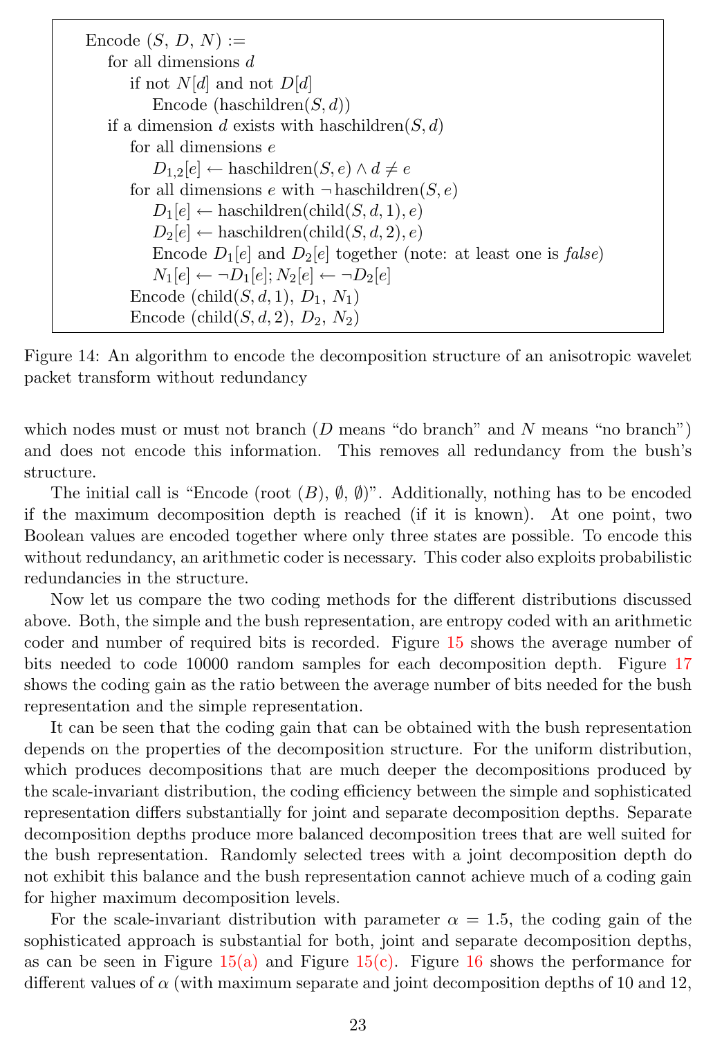```
Encode (S, D, N) :=
    for all dimensions d
        if not N[d] and not D[d]
            Encode (haschildren(S, d))
    if a dimension d exists with haschildren(S, d)
        for all dimensions e
            D_{1,2}[e] ← haschildren(S, e) ∧ d ≠ e
        for all dimensions e with ¬haschildren(S, e)
            D_1[e] ← haschildren(child(S, d, 1), e)
            D_2[e] ← haschildren(child(S, d, 2), e)
            Encode D_1[e] and D_2[e] together (note: at least one is false)
            N_1[e] ← ¬D_1[e]; N_2[e] ← ¬D_2[e]
        Encode (child(S, d, 1), D_1, N_1)
        Encode (child(S, d, 2), D_2, N_2)
```

Figure 14: An algorithm to encode the decomposition structure of an anisotropic wavelet packet transform without redundancy

which nodes must or must not branch ($D$ means "do branch" and $N$ means "no branch") and does not encode this information. This removes all redundancy from the bush's structure.

The initial call is "Encode (root ($B$), $\emptyset$, $\emptyset$)". Additionally, nothing has to be encoded if the maximum decomposition depth is reached (if it is known). At one point, two Boolean values are encoded together where only three states are possible. To encode this without redundancy, an arithmetic coder is necessary. This coder also exploits probabilistic redundancies in the structure.

Now let us compare the two coding methods for the different distributions discussed above. Both, the simple and the bush representation, are entropy coded with an arithmetic coder and number of required bits is recorded. Figure 15 shows the average number of bits needed to code 10000 random samples for each decomposition depth. Figure 17 shows the coding gain as the ratio between the average number of bits needed for the bush representation and the simple representation.

It can be seen that the coding gain that can be obtained with the bush representation depends on the properties of the decomposition structure. For the uniform distribution, which produces decompositions that are much deeper the decompositions produced by the scale-invariant distribution, the coding efficiency between the simple and sophisticated representation differs substantially for joint and separate decomposition depths. Separate decomposition depths produce more balanced decomposition trees that are well suited for the bush representation. Randomly selected trees with a joint decomposition depth do not exhibit this balance and the bush representation cannot achieve much of a coding gain for higher maximum decomposition levels.

For the scale-invariant distribution with parameter $\alpha = 1.5$, the coding gain of the sophisticated approach is substantial for both, joint and separate decomposition depths, as can be seen in Figure 15(a) and Figure 15(c). Figure 16 shows the performance for different values of $\alpha$ (with maximum separate and joint decomposition depths of 10 and 12,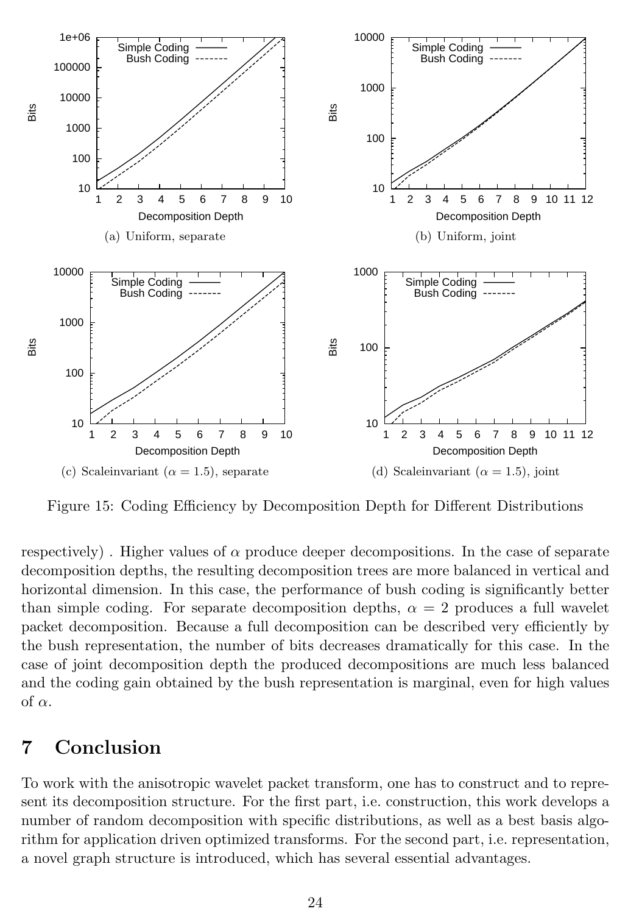(a) Uniform, separate

(b) Uniform, joint

(c) Scaleinvariant ($\alpha = 1.5$), separate

(d) Scaleinvariant ($\alpha = 1.5$), joint

Figure 15: Coding Efficiency by Decomposition Depth for Different Distributions

respectively) . Higher values of $\alpha$ produce deeper decompositions. In the case of separate decomposition depths, the resulting decomposition trees are more balanced in vertical and horizontal dimension. In this case, the performance of bush coding is significantly better than simple coding. For separate decomposition depths, $\alpha = 2$ produces a full wavelet packet decomposition. Because a full decomposition can be described very efficiently by the bush representation, the number of bits decreases dramatically for this case. In the case of joint decomposition depth the produced decompositions are much less balanced and the coding gain obtained by the bush representation is marginal, even for high values of $\alpha$.

## 7 Conclusion

To work with the anisotropic wavelet packet transform, one has to construct and to represent its decomposition structure. For the first part, i.e. construction, this work develops a number of random decomposition with specific distributions, as well as a best basis algorithm for application driven optimized transforms. For the second part, i.e. representation, a novel graph structure is introduced, which has several essential advantages.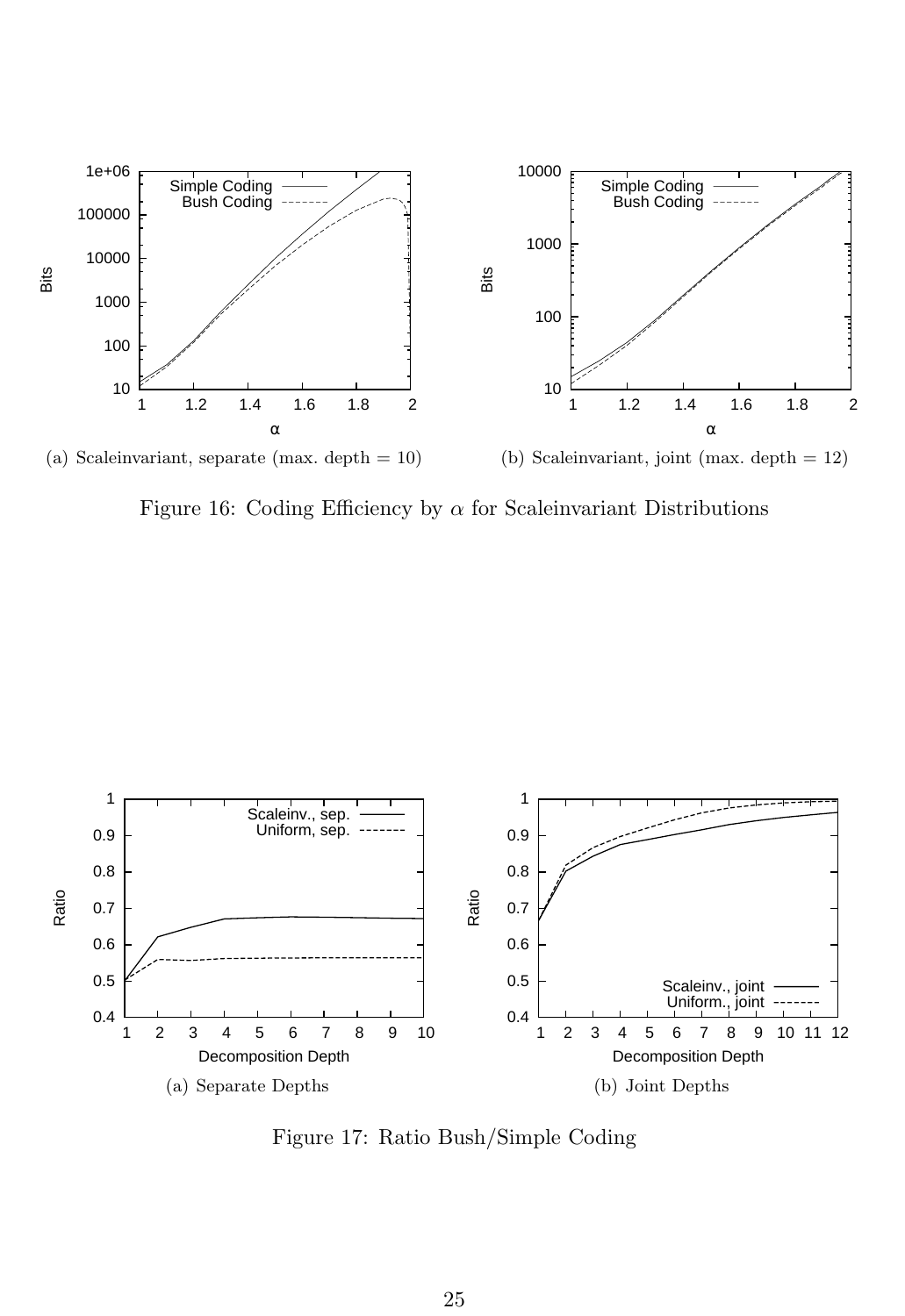(a) Scaleinvariant, separate (max. depth = 10)

(b) Scaleinvariant, joint (max. depth = 12)

Figure 16: Coding Efficiency by $\alpha$ for Scaleinvariant Distributions

(a) Separate Depths

(b) Joint Depths

Figure 17: Ratio Bush/Simple Coding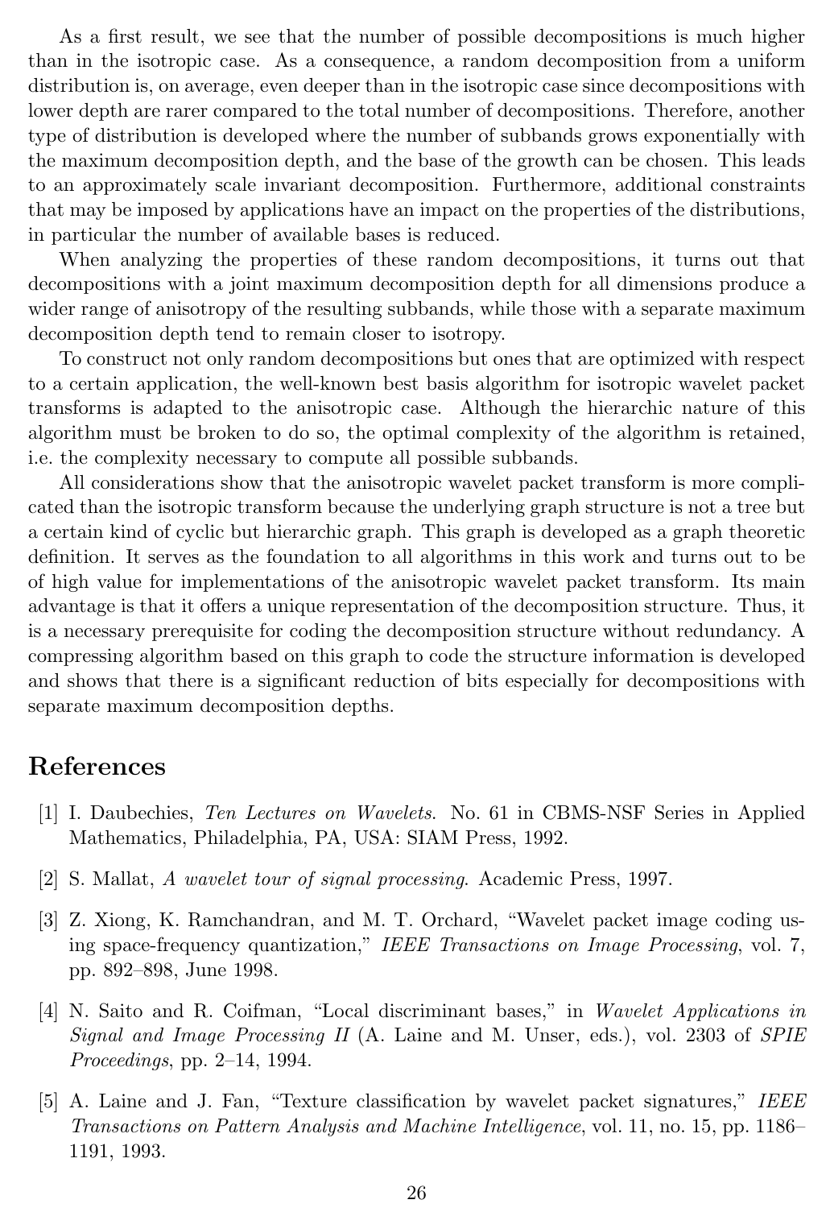As a first result, we see that the number of possible decompositions is much higher than in the isotropic case. As a consequence, a random decomposition from a uniform distribution is, on average, even deeper than in the isotropic case since decompositions with lower depth are rarer compared to the total number of decompositions. Therefore, another type of distribution is developed where the number of subbands grows exponentially with the maximum decomposition depth, and the base of the growth can be chosen. This leads to an approximately scale invariant decomposition. Furthermore, additional constraints that may be imposed by applications have an impact on the properties of the distributions, in particular the number of available bases is reduced.

When analyzing the properties of these random decompositions, it turns out that decompositions with a joint maximum decomposition depth for all dimensions produce a wider range of anisotropy of the resulting subbands, while those with a separate maximum decomposition depth tend to remain closer to isotropy.

To construct not only random decompositions but ones that are optimized with respect to a certain application, the well-known best basis algorithm for isotropic wavelet packet transforms is adapted to the anisotropic case. Although the hierarchic nature of this algorithm must be broken to do so, the optimal complexity of the algorithm is retained, i.e. the complexity necessary to compute all possible subbands.

All considerations show that the anisotropic wavelet packet transform is more complicated than the isotropic transform because the underlying graph structure is not a tree but a certain kind of cyclic but hierarchic graph. This graph is developed as a graph theoretic definition. It serves as the foundation to all algorithms in this work and turns out to be of high value for implementations of the anisotropic wavelet packet transform. Its main advantage is that it offers a unique representation of the decomposition structure. Thus, it is a necessary prerequisite for coding the decomposition structure without redundancy. A compressing algorithm based on this graph to code the structure information is developed and shows that there is a significant reduction of bits especially for decompositions with separate maximum decomposition depths.

## References

[1] I. Daubechies, *Ten Lectures on Wavelets*. No. 61 in CBMS-NSF Series in Applied Mathematics, Philadelphia, PA, USA: SIAM Press, 1992.

[2] S. Mallat, *A wavelet tour of signal processing*. Academic Press, 1997.

[3] Z. Xiong, K. Ramchandran, and M. T. Orchard, "Wavelet packet image coding using space-frequency quantization," *IEEE Transactions on Image Processing*, vol. 7, pp. 892–898, June 1998.

[4] N. Saito and R. Coifman, "Local discriminant bases," in *Wavelet Applications in Signal and Image Processing II* (A. Laine and M. Unser, eds.), vol. 2303 of *SPIE Proceedings*, pp. 2–14, 1994.

[5] A. Laine and J. Fan, "Texture classification by wavelet packet signatures," *IEEE Transactions on Pattern Analysis and Machine Intelligence*, vol. 11, no. 15, pp. 1186–1191, 1993.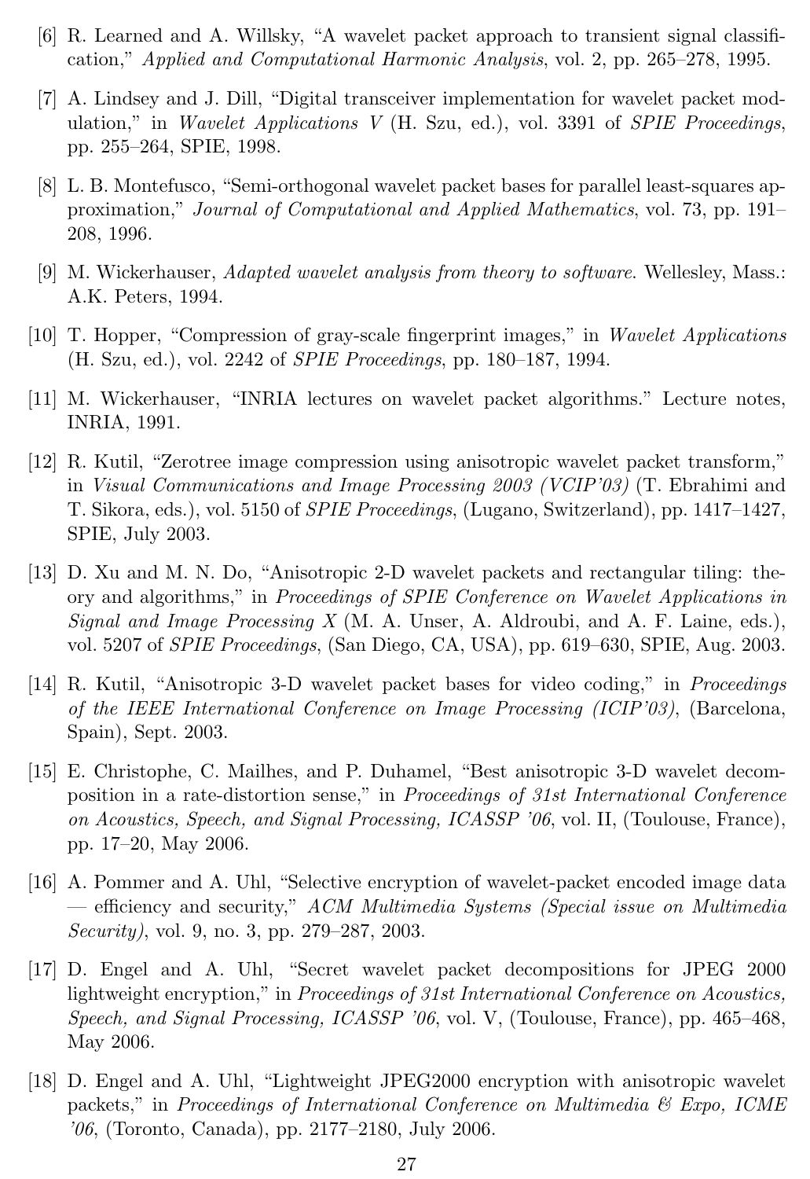[6] R. Learned and A. Willsky, “A wavelet packet approach to transient signal classification,” *Applied and Computational Harmonic Analysis*, vol. 2, pp. 265–278, 1995.

[7] A. Lindsey and J. Dill, “Digital transceiver implementation for wavelet packet modulation,” in *Wavelet Applications V* (H. Szu, ed.), vol. 3391 of *SPIE Proceedings*, pp. 255–264, SPIE, 1998.

[8] L. B. Montefusco, “Semi-orthogonal wavelet packet bases for parallel least-squares approximation,” *Journal of Computational and Applied Mathematics*, vol. 73, pp. 191–208, 1996.

[9] M. Wickerhauser, *Adapted wavelet analysis from theory to software*. Wellesley, Mass.: A.K. Peters, 1994.

[10] T. Hopper, “Compression of gray-scale fingerprint images,” in *Wavelet Applications* (H. Szu, ed.), vol. 2242 of *SPIE Proceedings*, pp. 180–187, 1994.

[11] M. Wickerhauser, “INRIA lectures on wavelet packet algorithms.” Lecture notes, INRIA, 1991.

[12] R. Kutil, “Zerotree image compression using anisotropic wavelet packet transform,” in *Visual Communications and Image Processing 2003 (VCIP’03)* (T. Ebrahimi and T. Sikora, eds.), vol. 5150 of *SPIE Proceedings*, (Lugano, Switzerland), pp. 1417–1427, SPIE, July 2003.

[13] D. Xu and M. N. Do, “Anisotropic 2-D wavelet packets and rectangular tiling: theory and algorithms,” in *Proceedings of SPIE Conference on Wavelet Applications in Signal and Image Processing X* (M. A. Unser, A. Aldroubi, and A. F. Laine, eds.), vol. 5207 of *SPIE Proceedings*, (San Diego, CA, USA), pp. 619–630, SPIE, Aug. 2003.

[14] R. Kutil, “Anisotropic 3-D wavelet packet bases for video coding,” in *Proceedings of the IEEE International Conference on Image Processing (ICIP’03)*, (Barcelona, Spain), Sept. 2003.

[15] E. Christophe, C. Mailhes, and P. Duhamel, “Best anisotropic 3-D wavelet decomposition in a rate-distortion sense,” in *Proceedings of 31st International Conference on Acoustics, Speech, and Signal Processing, ICASSP ’06*, vol. II, (Toulouse, France), pp. 17–20, May 2006.

[16] A. Pommer and A. Uhl, “Selective encryption of wavelet-packet encoded image data — efficiency and security,” *ACM Multimedia Systems (Special issue on Multimedia Security)*, vol. 9, no. 3, pp. 279–287, 2003.

[17] D. Engel and A. Uhl, “Secret wavelet packet decompositions for JPEG 2000 lightweight encryption,” in *Proceedings of 31st International Conference on Acoustics, Speech, and Signal Processing, ICASSP ’06*, vol. V, (Toulouse, France), pp. 465–468, May 2006.

[18] D. Engel and A. Uhl, “Lightweight JPEG2000 encryption with anisotropic wavelet packets,” in *Proceedings of International Conference on Multimedia & Expo, ICME ’06*, (Toronto, Canada), pp. 2177–2180, July 2006.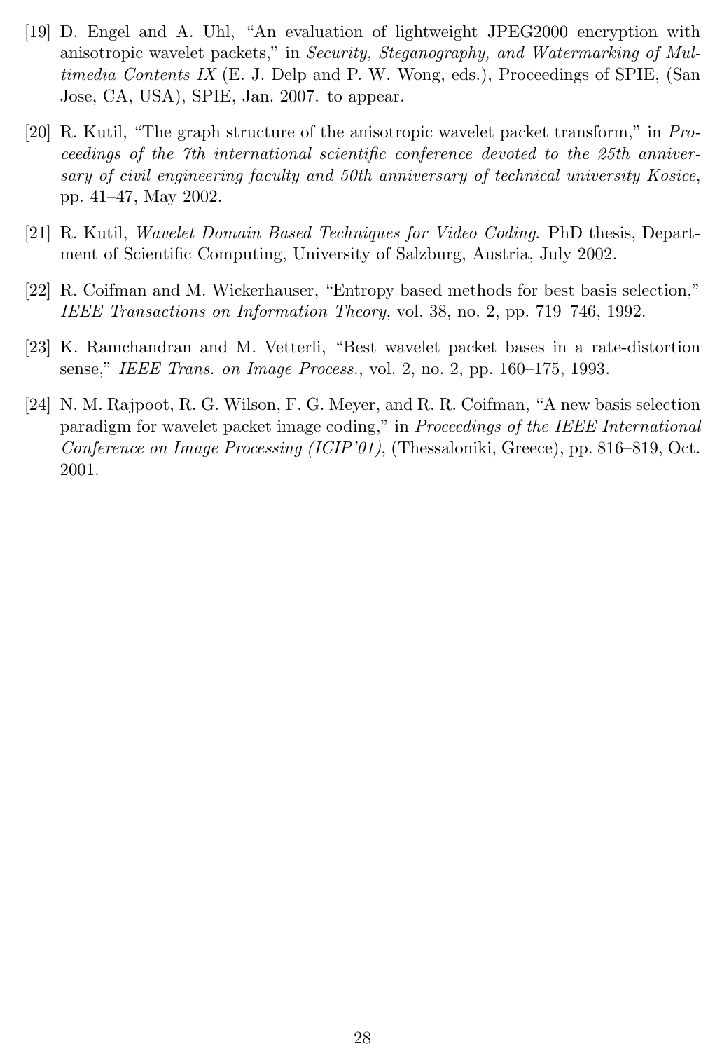[19] D. Engel and A. Uhl, “An evaluation of lightweight JPEG2000 encryption with anisotropic wavelet packets,” in *Security, Steganography, and Watermarking of Multimedia Contents IX* (E. J. Delp and P. W. Wong, eds.), Proceedings of SPIE, (San Jose, CA, USA), SPIE, Jan. 2007. to appear.

[20] R. Kutil, “The graph structure of the anisotropic wavelet packet transform,” in *Proceedings of the 7th international scientific conference devoted to the 25th anniversary of civil engineering faculty and 50th anniversary of technical university Kosice*, pp. 41–47, May 2002.

[21] R. Kutil, *Wavelet Domain Based Techniques for Video Coding*. PhD thesis, Department of Scientific Computing, University of Salzburg, Austria, July 2002.

[22] R. Coifman and M. Wickerhauser, “Entropy based methods for best basis selection,” *IEEE Transactions on Information Theory*, vol. 38, no. 2, pp. 719–746, 1992.

[23] K. Ramchandran and M. Vetterli, “Best wavelet packet bases in a rate-distortion sense,” *IEEE Trans. on Image Process.*, vol. 2, no. 2, pp. 160–175, 1993.

[24] N. M. Rajpoot, R. G. Wilson, F. G. Meyer, and R. R. Coifman, “A new basis selection paradigm for wavelet packet image coding,” in *Proceedings of the IEEE International Conference on Image Processing (ICIP'01)*, (Thessaloniki, Greece), pp. 816–819, Oct. 2001.